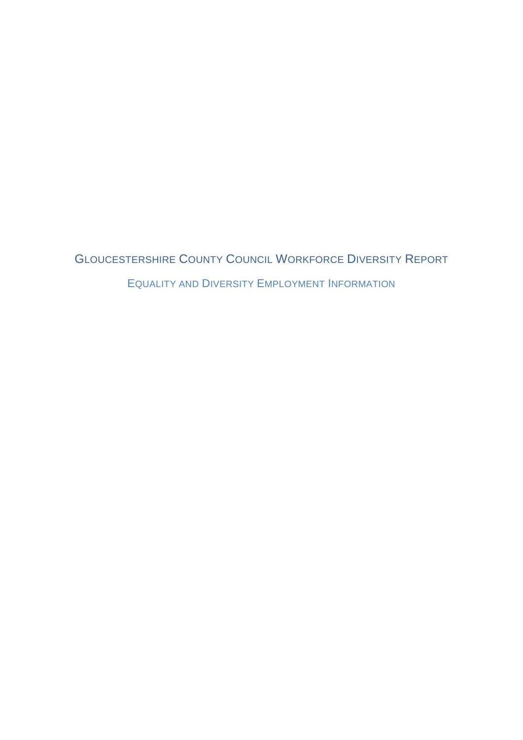# Gloucestershire County Council Workforce Diversity Report

## Equality and Diversity Employment Information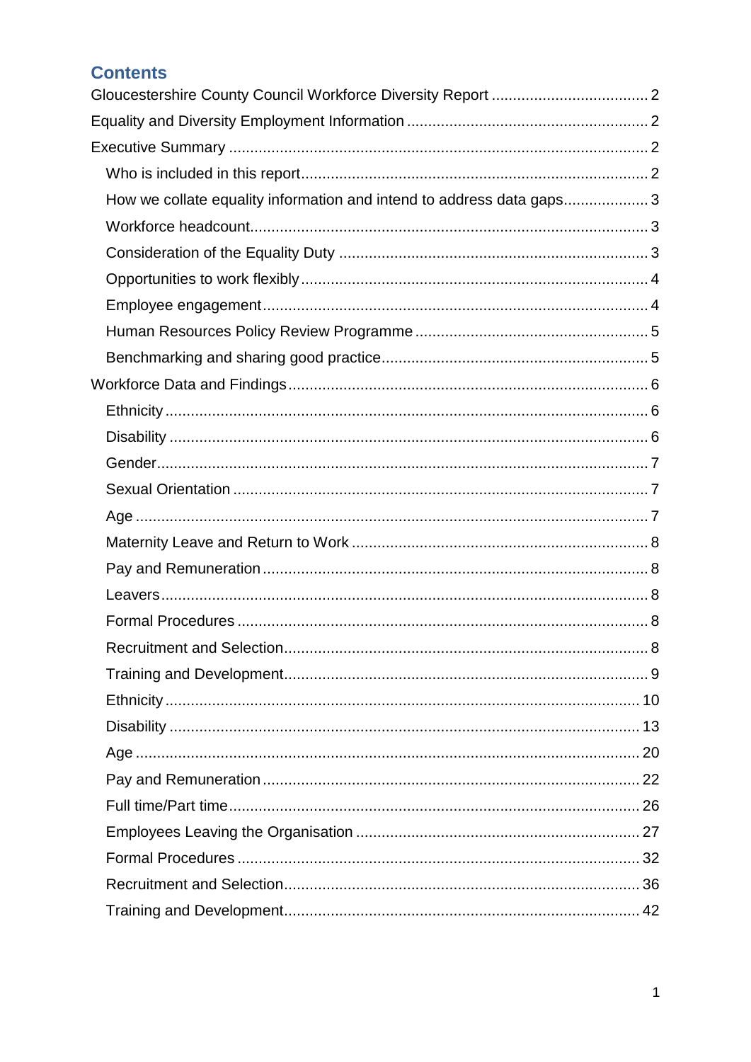## Contents

Gloucestershire County Council Workforce Diversity Report .................................... 2

Equality and Diversity Employment Information ........................................................ 2

Executive Summary ................................................................................................. 2

- Who is included in this report................................................................................. 2
- How we collate equality information and intend to address data gaps.................... 3
- Workforce headcount............................................................................................. 3
- Consideration of the Equality Duty ........................................................................ 3
- Opportunities to work flexibly................................................................................. 4
- Employee engagement.......................................................................................... 4
- Human Resources Policy Review Programme ....................................................... 5
- Benchmarking and sharing good practice.............................................................. 5

Workforce Data and Findings ................................................................................... 6

- Ethnicity ................................................................................................................ 6
- Disability ............................................................................................................... 6
- Gender.................................................................................................................. 7
- Sexual Orientation ................................................................................................ 7
- Age ....................................................................................................................... 7
- Maternity Leave and Return to Work ..................................................................... 8
- Pay and Remuneration .......................................................................................... 8
- Leavers................................................................................................................. 8
- Formal Procedures ................................................................................................ 8
- Recruitment and Selection..................................................................................... 8
- Training and Development..................................................................................... 9
- Ethnicity ............................................................................................................... 10
- Disability .............................................................................................................. 13
- Age ...................................................................................................................... 20
- Pay and Remuneration ......................................................................................... 22
- Full time/Part time................................................................................................ 26
- Employees Leaving the Organisation ................................................................... 27
- Formal Procedures ............................................................................................... 32
- Recruitment and Selection.................................................................................... 36
- Training and Development.................................................................................... 42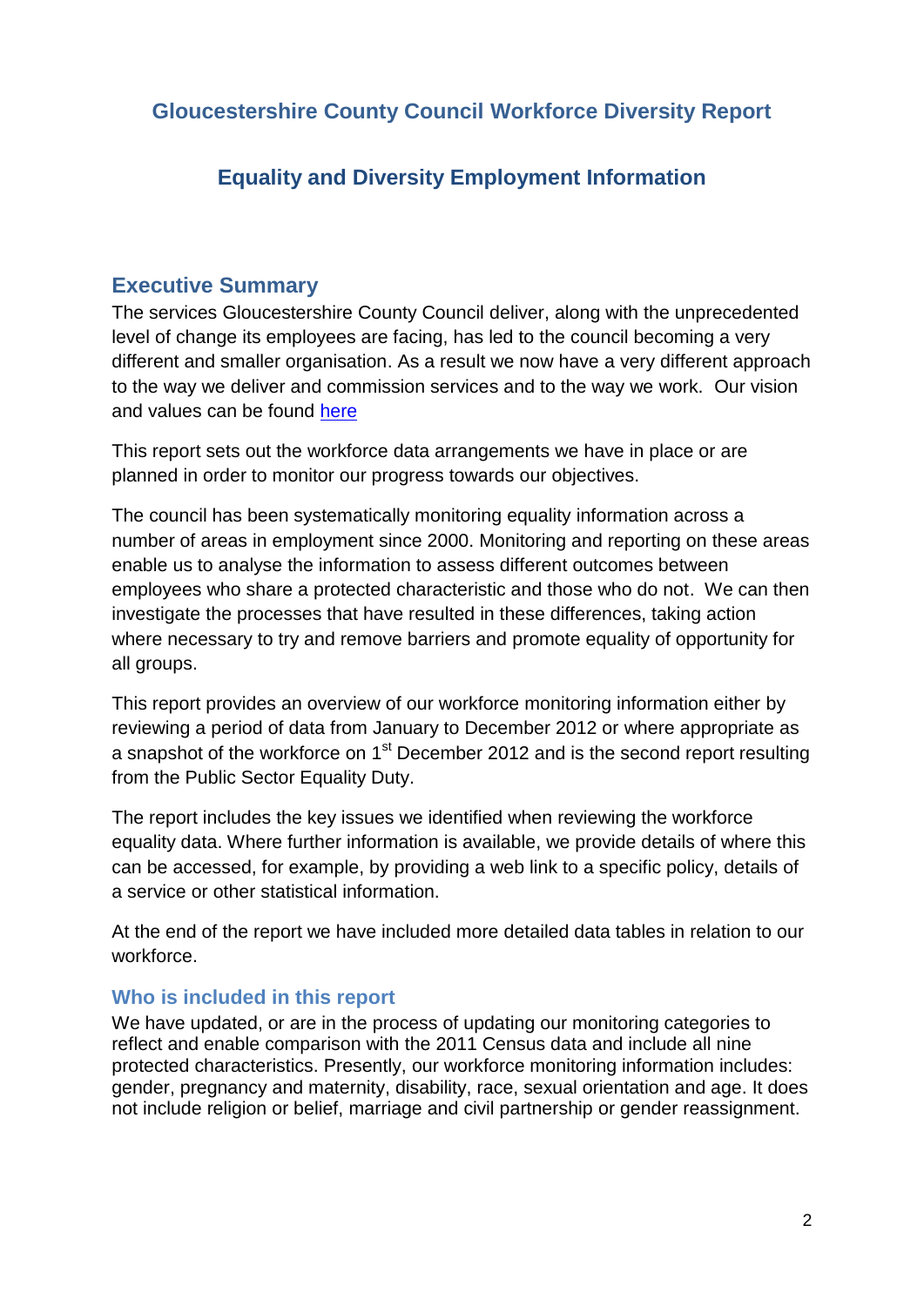## Gloucestershire County Council Workforce Diversity Report

## Equality and Diversity Employment Information

### Executive Summary

The services Gloucestershire County Council deliver, along with the unprecedented level of change its employees are facing, has led to the council becoming a very different and smaller organisation. As a result we now have a very different approach to the way we deliver and commission services and to the way we work. Our vision and values can be found here

This report sets out the workforce data arrangements we have in place or are planned in order to monitor our progress towards our objectives.

The council has been systematically monitoring equality information across a number of areas in employment since 2000. Monitoring and reporting on these areas enable us to analyse the information to assess different outcomes between employees who share a protected characteristic and those who do not. We can then investigate the processes that have resulted in these differences, taking action where necessary to try and remove barriers and promote equality of opportunity for all groups.

This report provides an overview of our workforce monitoring information either by reviewing a period of data from January to December 2012 or where appropriate as a snapshot of the workforce on 1st December 2012 and is the second report resulting from the Public Sector Equality Duty.

The report includes the key issues we identified when reviewing the workforce equality data. Where further information is available, we provide details of where this can be accessed, for example, by providing a web link to a specific policy, details of a service or other statistical information.

At the end of the report we have included more detailed data tables in relation to our workforce.

#### Who is included in this report

We have updated, or are in the process of updating our monitoring categories to reflect and enable comparison with the 2011 Census data and include all nine protected characteristics. Presently, our workforce monitoring information includes: gender, pregnancy and maternity, disability, race, sexual orientation and age. It does not include religion or belief, marriage and civil partnership or gender reassignment.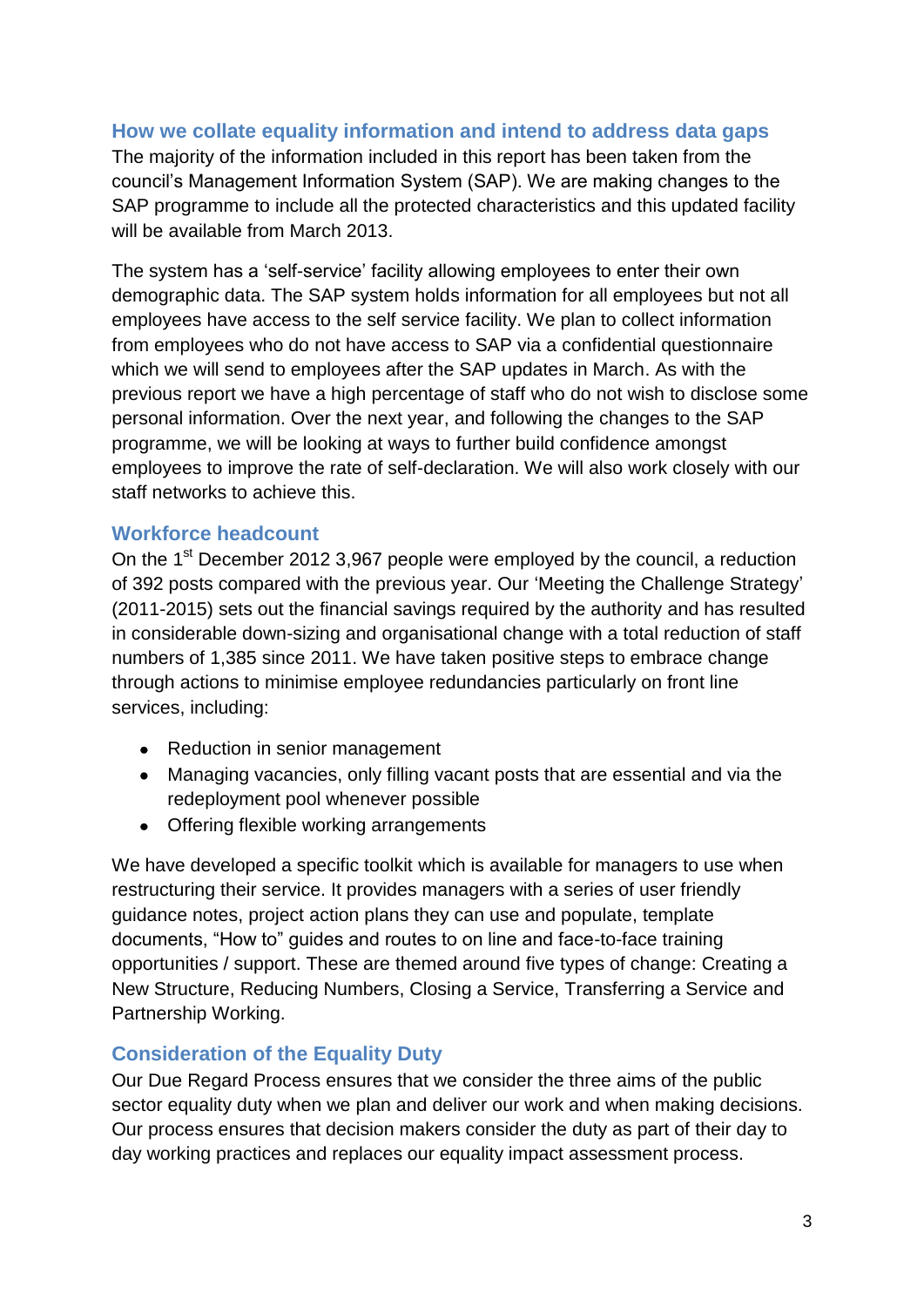## How we collate equality information and intend to address data gaps

The majority of the information included in this report has been taken from the council's Management Information System (SAP). We are making changes to the SAP programme to include all the protected characteristics and this updated facility will be available from March 2013.

The system has a 'self-service' facility allowing employees to enter their own demographic data. The SAP system holds information for all employees but not all employees have access to the self service facility. We plan to collect information from employees who do not have access to SAP via a confidential questionnaire which we will send to employees after the SAP updates in March. As with the previous report we have a high percentage of staff who do not wish to disclose some personal information. Over the next year, and following the changes to the SAP programme, we will be looking at ways to further build confidence amongst employees to improve the rate of self-declaration. We will also work closely with our staff networks to achieve this.

## Workforce headcount

On the 1st December 2012 3,967 people were employed by the council, a reduction of 392 posts compared with the previous year. Our 'Meeting the Challenge Strategy' (2011-2015) sets out the financial savings required by the authority and has resulted in considerable down-sizing and organisational change with a total reduction of staff numbers of 1,385 since 2011. We have taken positive steps to embrace change through actions to minimise employee redundancies particularly on front line services, including:

- Reduction in senior management
- Managing vacancies, only filling vacant posts that are essential and via the redeployment pool whenever possible
- Offering flexible working arrangements

We have developed a specific toolkit which is available for managers to use when restructuring their service. It provides managers with a series of user friendly guidance notes, project action plans they can use and populate, template documents, "How to" guides and routes to on line and face-to-face training opportunities / support. These are themed around five types of change: Creating a New Structure, Reducing Numbers, Closing a Service, Transferring a Service and Partnership Working.

## Consideration of the Equality Duty

Our Due Regard Process ensures that we consider the three aims of the public sector equality duty when we plan and deliver our work and when making decisions. Our process ensures that decision makers consider the duty as part of their day to day working practices and replaces our equality impact assessment process.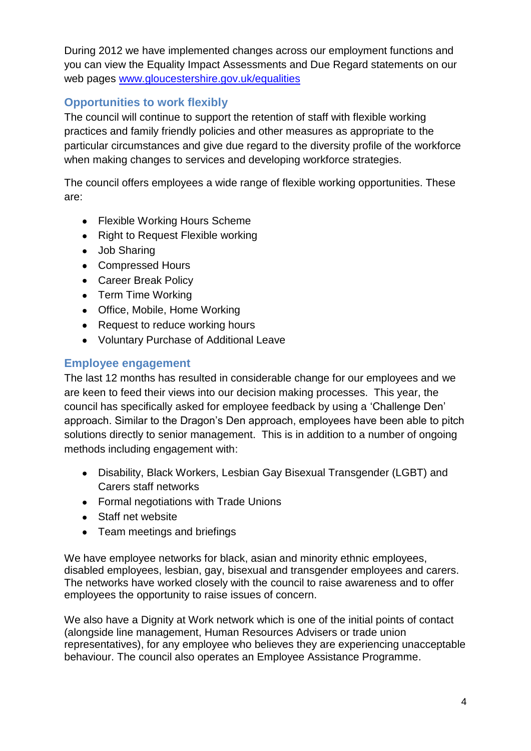During 2012 we have implemented changes across our employment functions and you can view the Equality Impact Assessments and Due Regard statements on our web pages [www.gloucestershire.gov.uk/equalities](http://www.gloucestershire.gov.uk/equalities)

### Opportunities to work flexibly

The council will continue to support the retention of staff with flexible working practices and family friendly policies and other measures as appropriate to the particular circumstances and give due regard to the diversity profile of the workforce when making changes to services and developing workforce strategies.

The council offers employees a wide range of flexible working opportunities. These are:

- Flexible Working Hours Scheme
- Right to Request Flexible working
- Job Sharing
- Compressed Hours
- Career Break Policy
- Term Time Working
- Office, Mobile, Home Working
- Request to reduce working hours
- Voluntary Purchase of Additional Leave

### Employee engagement

The last 12 months has resulted in considerable change for our employees and we are keen to feed their views into our decision making processes. This year, the council has specifically asked for employee feedback by using a 'Challenge Den' approach. Similar to the Dragon's Den approach, employees have been able to pitch solutions directly to senior management. This is in addition to a number of ongoing methods including engagement with:

- Disability, Black Workers, Lesbian Gay Bisexual Transgender (LGBT) and Carers staff networks
- Formal negotiations with Trade Unions
- Staff net website
- Team meetings and briefings

We have employee networks for black, asian and minority ethnic employees, disabled employees, lesbian, gay, bisexual and transgender employees and carers. The networks have worked closely with the council to raise awareness and to offer employees the opportunity to raise issues of concern.

We also have a Dignity at Work network which is one of the initial points of contact (alongside line management, Human Resources Advisers or trade union representatives), for any employee who believes they are experiencing unacceptable behaviour. The council also operates an Employee Assistance Programme.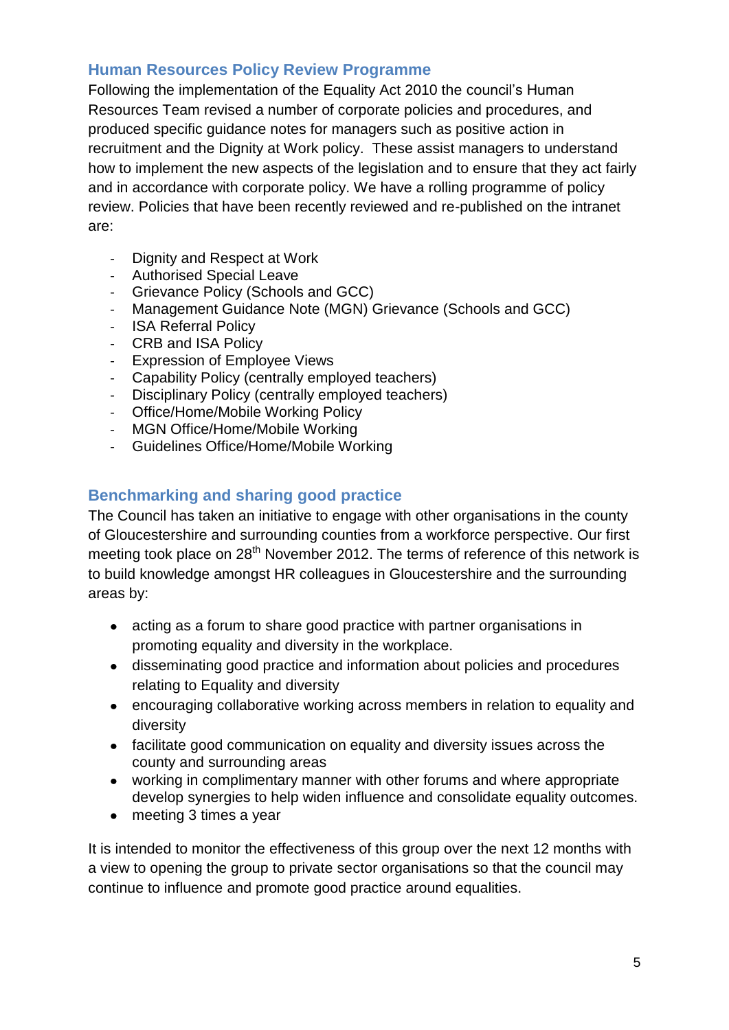## Human Resources Policy Review Programme

Following the implementation of the Equality Act 2010 the council's Human Resources Team revised a number of corporate policies and procedures, and produced specific guidance notes for managers such as positive action in recruitment and the Dignity at Work policy. These assist managers to understand how to implement the new aspects of the legislation and to ensure that they act fairly and in accordance with corporate policy. We have a rolling programme of policy review. Policies that have been recently reviewed and re-published on the intranet are:

- Dignity and Respect at Work
- Authorised Special Leave
- Grievance Policy (Schools and GCC)
- Management Guidance Note (MGN) Grievance (Schools and GCC)
- ISA Referral Policy
- CRB and ISA Policy
- Expression of Employee Views
- Capability Policy (centrally employed teachers)
- Disciplinary Policy (centrally employed teachers)
- Office/Home/Mobile Working Policy
- MGN Office/Home/Mobile Working
- Guidelines Office/Home/Mobile Working

## Benchmarking and sharing good practice

The Council has taken an initiative to engage with other organisations in the county of Gloucestershire and surrounding counties from a workforce perspective. Our first meeting took place on 28th November 2012. The terms of reference of this network is to build knowledge amongst HR colleagues in Gloucestershire and the surrounding areas by:

- acting as a forum to share good practice with partner organisations in promoting equality and diversity in the workplace.
- disseminating good practice and information about policies and procedures relating to Equality and diversity
- encouraging collaborative working across members in relation to equality and diversity
- facilitate good communication on equality and diversity issues across the county and surrounding areas
- working in complimentary manner with other forums and where appropriate develop synergies to help widen influence and consolidate equality outcomes.
- meeting 3 times a year

It is intended to monitor the effectiveness of this group over the next 12 months with a view to opening the group to private sector organisations so that the council may continue to influence and promote good practice around equalities.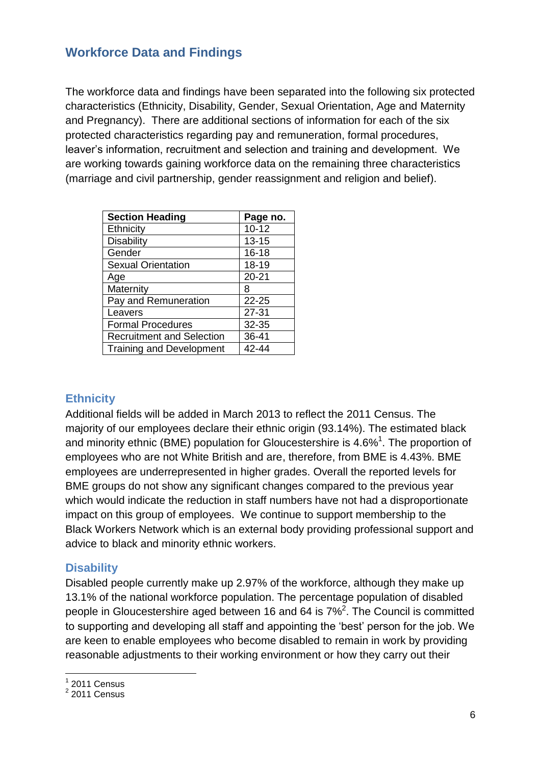## Workforce Data and Findings

The workforce data and findings have been separated into the following six protected characteristics (Ethnicity, Disability, Gender, Sexual Orientation, Age and Maternity and Pregnancy). There are additional sections of information for each of the six protected characteristics regarding pay and remuneration, formal procedures, leaver's information, recruitment and selection and training and development. We are working towards gaining workforce data on the remaining three characteristics (marriage and civil partnership, gender reassignment and religion and belief).

| Section Heading | Page no. |
|---|---|
| Ethnicity | 10-12 |
| Disability | 13-15 |
| Gender | 16-18 |
| Sexual Orientation | 18-19 |
| Age | 20-21 |
| Maternity | 8 |
| Pay and Remuneration | 22-25 |
| Leavers | 27-31 |
| Formal Procedures | 32-35 |
| Recruitment and Selection | 36-41 |
| Training and Development | 42-44 |

### Ethnicity

Additional fields will be added in March 2013 to reflect the 2011 Census. The majority of our employees declare their ethnic origin (93.14%). The estimated black and minority ethnic (BME) population for Gloucestershire is 4.6%[1]. The proportion of employees who are not White British and are, therefore, from BME is 4.43%. BME employees are underrepresented in higher grades. Overall the reported levels for BME groups do not show any significant changes compared to the previous year which would indicate the reduction in staff numbers have not had a disproportionate impact on this group of employees. We continue to support membership to the Black Workers Network which is an external body providing professional support and advice to black and minority ethnic workers.

### Disability

Disabled people currently make up 2.97% of the workforce, although they make up 13.1% of the national workforce population. The percentage population of disabled people in Gloucestershire aged between 16 and 64 is 7%[2]. The Council is committed to supporting and developing all staff and appointing the 'best' person for the job. We are keen to enable employees who become disabled to remain in work by providing reasonable adjustments to their working environment or how they carry out their

[1] 2011 Census
[2] 2011 Census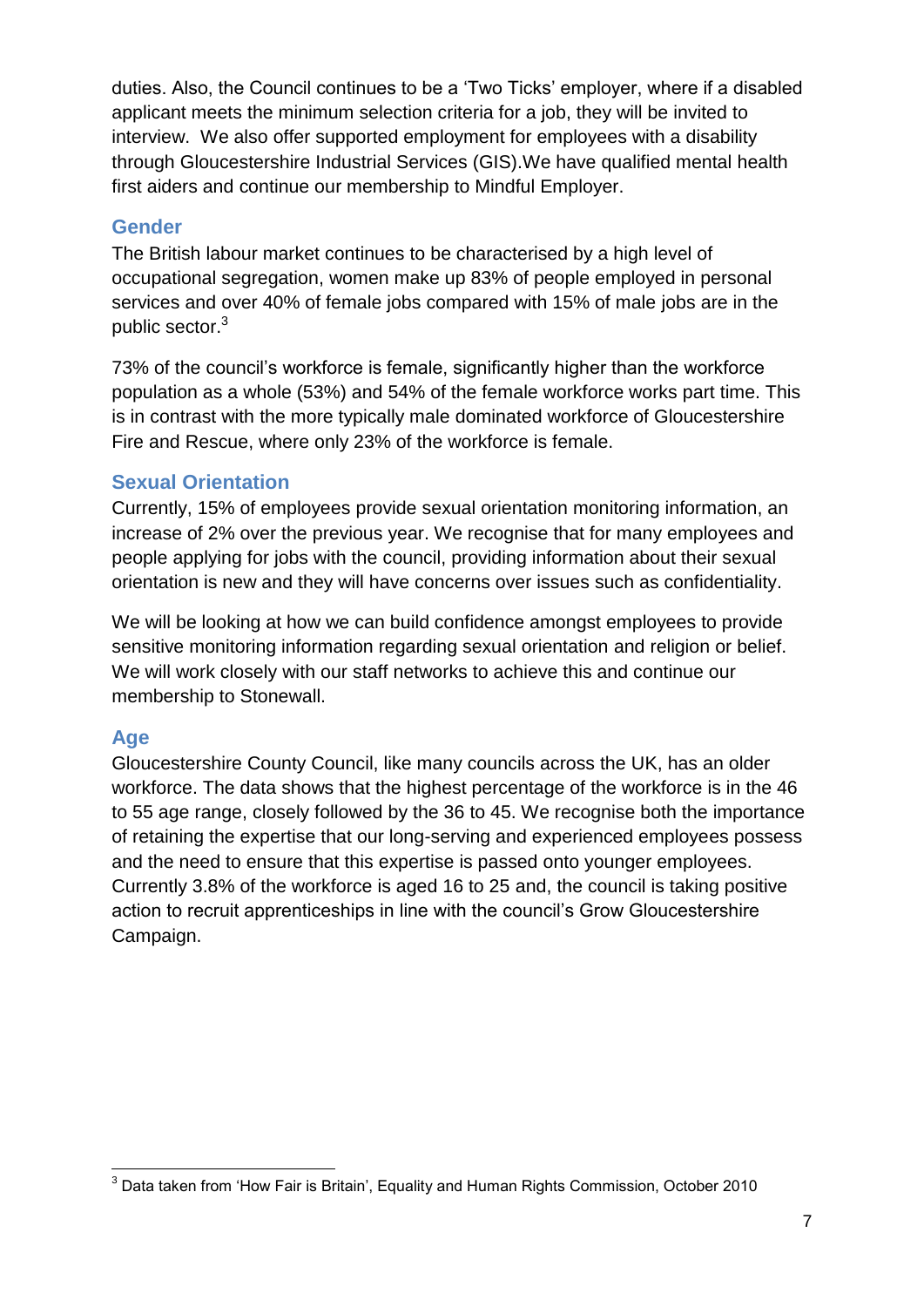duties. Also, the Council continues to be a 'Two Ticks' employer, where if a disabled applicant meets the minimum selection criteria for a job, they will be invited to interview. We also offer supported employment for employees with a disability through Gloucestershire Industrial Services (GIS).We have qualified mental health first aiders and continue our membership to Mindful Employer.

### Gender

The British labour market continues to be characterised by a high level of occupational segregation, women make up 83% of people employed in personal services and over 40% of female jobs compared with 15% of male jobs are in the public sector.[3]

73% of the council's workforce is female, significantly higher than the workforce population as a whole (53%) and 54% of the female workforce works part time. This is in contrast with the more typically male dominated workforce of Gloucestershire Fire and Rescue, where only 23% of the workforce is female.

### Sexual Orientation

Currently, 15% of employees provide sexual orientation monitoring information, an increase of 2% over the previous year. We recognise that for many employees and people applying for jobs with the council, providing information about their sexual orientation is new and they will have concerns over issues such as confidentiality.

We will be looking at how we can build confidence amongst employees to provide sensitive monitoring information regarding sexual orientation and religion or belief. We will work closely with our staff networks to achieve this and continue our membership to Stonewall.

### Age

Gloucestershire County Council, like many councils across the UK, has an older workforce. The data shows that the highest percentage of the workforce is in the 46 to 55 age range, closely followed by the 36 to 45. We recognise both the importance of retaining the expertise that our long-serving and experienced employees possess and the need to ensure that this expertise is passed onto younger employees. Currently 3.8% of the workforce is aged 16 to 25 and, the council is taking positive action to recruit apprenticeships in line with the council's Grow Gloucestershire Campaign.

---

[3] Data taken from 'How Fair is Britain', Equality and Human Rights Commission, October 2010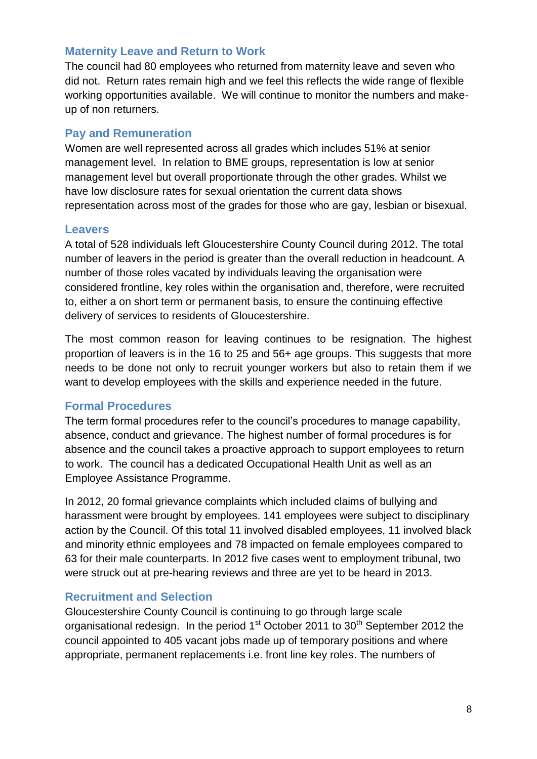## Maternity Leave and Return to Work

The council had 80 employees who returned from maternity leave and seven who did not. Return rates remain high and we feel this reflects the wide range of flexible working opportunities available. We will continue to monitor the numbers and make-up of non returners.

## Pay and Remuneration

Women are well represented across all grades which includes 51% at senior management level. In relation to BME groups, representation is low at senior management level but overall proportionate through the other grades. Whilst we have low disclosure rates for sexual orientation the current data shows representation across most of the grades for those who are gay, lesbian or bisexual.

## Leavers

A total of 528 individuals left Gloucestershire County Council during 2012. The total number of leavers in the period is greater than the overall reduction in headcount. A number of those roles vacated by individuals leaving the organisation were considered frontline, key roles within the organisation and, therefore, were recruited to, either a on short term or permanent basis, to ensure the continuing effective delivery of services to residents of Gloucestershire.

The most common reason for leaving continues to be resignation. The highest proportion of leavers is in the 16 to 25 and 56+ age groups. This suggests that more needs to be done not only to recruit younger workers but also to retain them if we want to develop employees with the skills and experience needed in the future.

## Formal Procedures

The term formal procedures refer to the council's procedures to manage capability, absence, conduct and grievance. The highest number of formal procedures is for absence and the council takes a proactive approach to support employees to return to work. The council has a dedicated Occupational Health Unit as well as an Employee Assistance Programme.

In 2012, 20 formal grievance complaints which included claims of bullying and harassment were brought by employees. 141 employees were subject to disciplinary action by the Council. Of this total 11 involved disabled employees, 11 involved black and minority ethnic employees and 78 impacted on female employees compared to 63 for their male counterparts. In 2012 five cases went to employment tribunal, two were struck out at pre-hearing reviews and three are yet to be heard in 2013.

## Recruitment and Selection

Gloucestershire County Council is continuing to go through large scale organisational redesign. In the period 1st October 2011 to 30th September 2012 the council appointed to 405 vacant jobs made up of temporary positions and where appropriate, permanent replacements i.e. front line key roles. The numbers of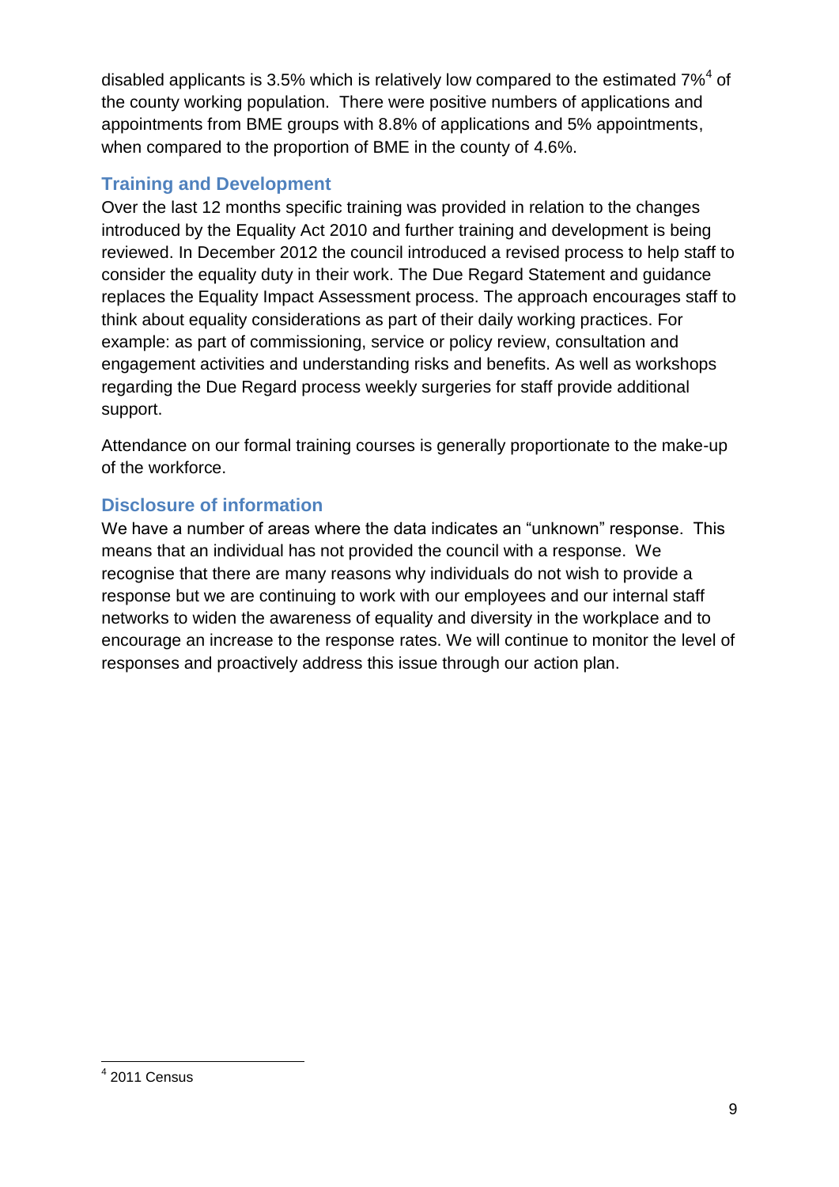disabled applicants is 3.5% which is relatively low compared to the estimated 7%[4] of the county working population. There were positive numbers of applications and appointments from BME groups with 8.8% of applications and 5% appointments, when compared to the proportion of BME in the county of 4.6%.

## Training and Development

Over the last 12 months specific training was provided in relation to the changes introduced by the Equality Act 2010 and further training and development is being reviewed. In December 2012 the council introduced a revised process to help staff to consider the equality duty in their work. The Due Regard Statement and guidance replaces the Equality Impact Assessment process. The approach encourages staff to think about equality considerations as part of their daily working practices. For example: as part of commissioning, service or policy review, consultation and engagement activities and understanding risks and benefits. As well as workshops regarding the Due Regard process weekly surgeries for staff provide additional support.

Attendance on our formal training courses is generally proportionate to the make-up of the workforce.

## Disclosure of information

We have a number of areas where the data indicates an "unknown" response. This means that an individual has not provided the council with a response. We recognise that there are many reasons why individuals do not wish to provide a response but we are continuing to work with our employees and our internal staff networks to widen the awareness of equality and diversity in the workplace and to encourage an increase to the response rates. We will continue to monitor the level of responses and proactively address this issue through our action plan.

[4] 2011 Census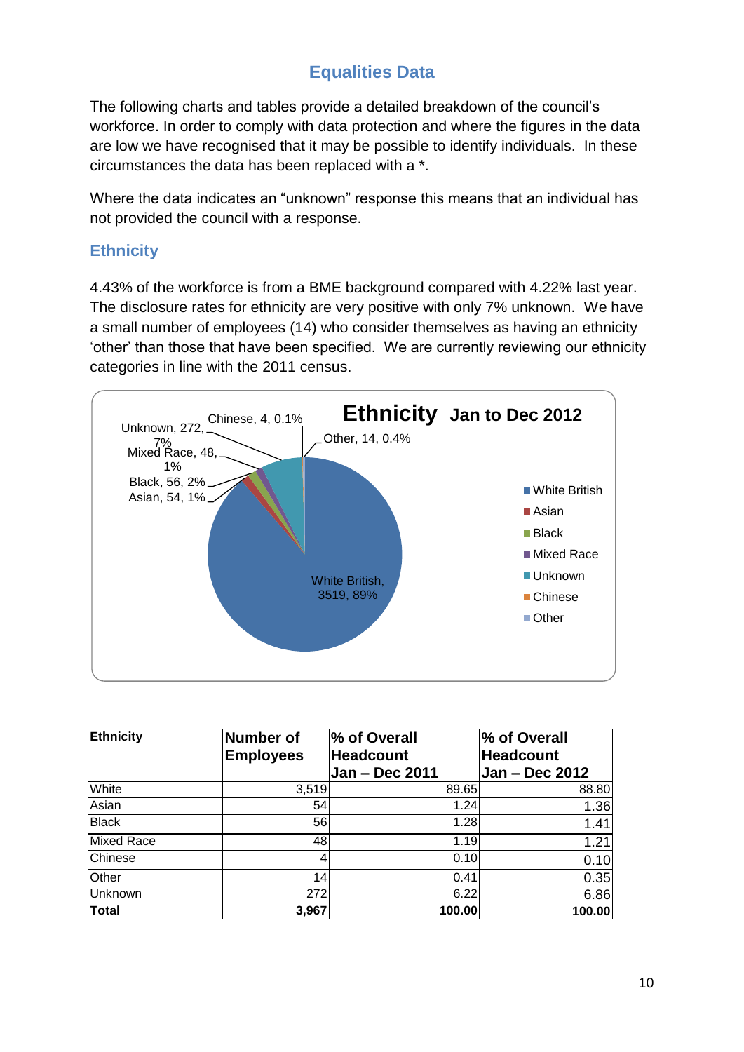## Equalities Data

The following charts and tables provide a detailed breakdown of the council's workforce. In order to comply with data protection and where the figures in the data are low we have recognised that it may be possible to identify individuals. In these circumstances the data has been replaced with a *.

Where the data indicates an "unknown" response this means that an individual has not provided the council with a response.

### Ethnicity

4.43% of the workforce is from a BME background compared with 4.22% last year. The disclosure rates for ethnicity are very positive with only 7% unknown. We have a small number of employees (14) who consider themselves as having an ethnicity 'other' than those that have been specified. We are currently reviewing our ethnicity categories in line with the 2011 census.

**Ethnicity Jan to Dec 2012**

- White British, 3519, 89%
- Asian, 54, 1%
- Black, 56, 2%
- Mixed Race, 48, 1%
- Unknown, 272, 7%
- Chinese, 4, 0.1%
- Other, 14, 0.4%

| Ethnicity | Number of Employees | % of Overall Headcount Jan – Dec 2011 | % of Overall Headcount Jan – Dec 2012 |
|---|---|---|---|
| White | 3,519 | 89.65 | 88.80 |
| Asian | 54 | 1.24 | 1.36 |
| Black | 56 | 1.28 | 1.41 |
| Mixed Race | 48 | 1.19 | 1.21 |
| Chinese | 4 | 0.10 | 0.10 |
| Other | 14 | 0.41 | 0.35 |
| Unknown | 272 | 6.22 | 6.86 |
| **Total** | **3,967** | **100.00** | **100.00** |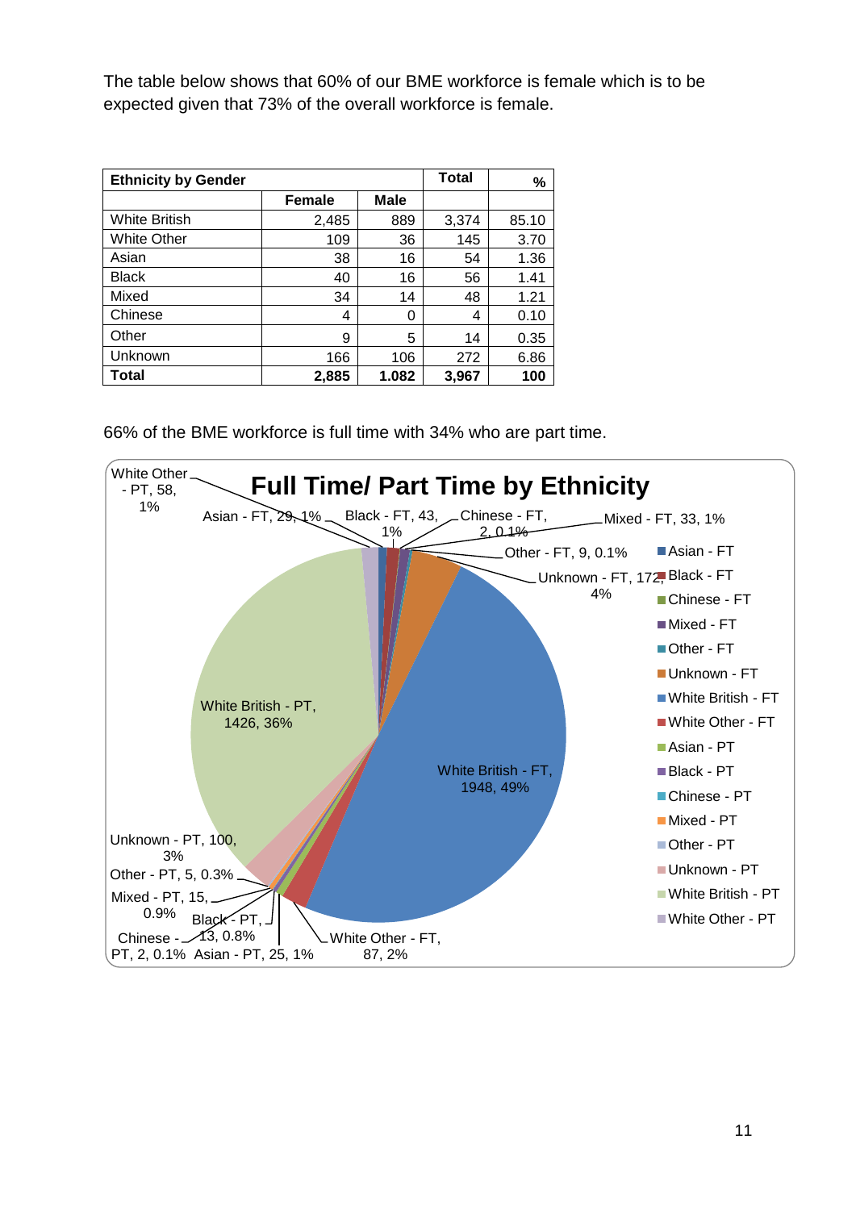The table below shows that 60% of our BME workforce is female which is to be expected given that 73% of the overall workforce is female.

| Ethnicity by Gender | | | Total | % |
|---|---|---|---|---|
| | Female | Male | | |
| White British | 2,485 | 889 | 3,374 | 85.10 |
| White Other | 109 | 36 | 145 | 3.70 |
| Asian | 38 | 16 | 54 | 1.36 |
| Black | 40 | 16 | 56 | 1.41 |
| Mixed | 34 | 14 | 48 | 1.21 |
| Chinese | 4 | 0 | 4 | 0.10 |
| Other | 9 | 5 | 14 | 0.35 |
| Unknown | 166 | 106 | 272 | 6.86 |
| **Total** | **2,885** | **1.082** | **3,967** | **100** |

66% of the BME workforce is full time with 34% who are part time.

**Full Time/ Part Time by Ethnicity**

- Asian - FT, 29, 1%
- Black - FT, 43, 1%
- Chinese - FT, 2, 0.1%
- Mixed - FT, 33, 1%
- Other - FT, 9, 0.1%
- Unknown - FT, 172, 4%
- White British - FT, 1948, 49%
- White Other - FT, 87, 2%
- Asian - PT, 25, 1%
- Black - PT, 13, 0.8%
- Chinese - PT, 2, 0.1%
- Mixed - PT, 15, 0.9%
- Other - PT, 5, 0.3%
- Unknown - PT, 100, 3%
- White British - PT, 1426, 36%
- White Other - PT, 58, 1%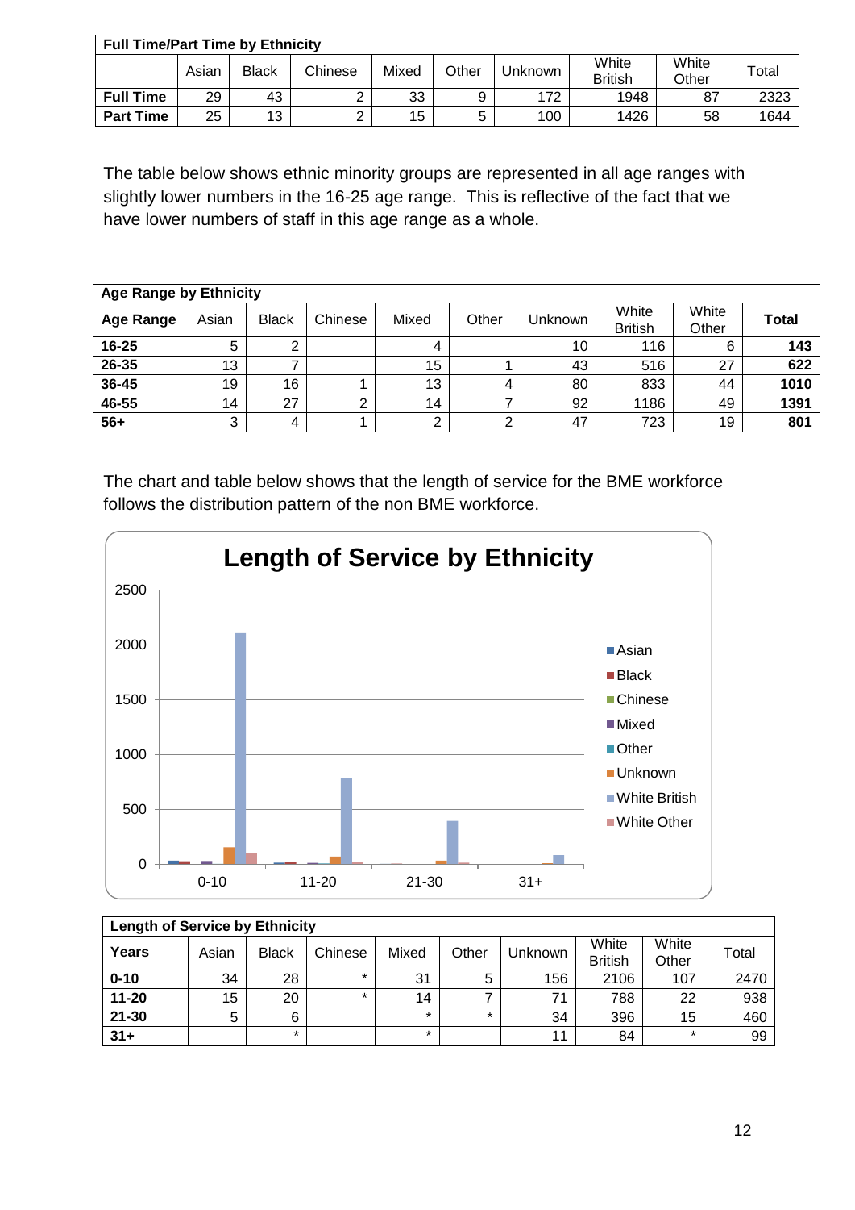| Full Time/Part Time by Ethnicity | | | | | | | | | |
|---|---|---|---|---|---|---|---|---|---|
| | Asian | Black | Chinese | Mixed | Other | Unknown | White British | White Other | Total |
| **Full Time** | 29 | 43 | 2 | 33 | 9 | 172 | 1948 | 87 | 2323 |
| **Part Time** | 25 | 13 | 2 | 15 | 5 | 100 | 1426 | 58 | 1644 |

The table below shows ethnic minority groups are represented in all age ranges with slightly lower numbers in the 16-25 age range. This is reflective of the fact that we have lower numbers of staff in this age range as a whole.

| Age Range by Ethnicity | | | | | | | | | |
|---|---|---|---|---|---|---|---|---|---|
| **Age Range** | Asian | Black | Chinese | Mixed | Other | Unknown | White British | White Other | **Total** |
| **16-25** | 5 | 2 | | 4 | | 10 | 116 | 6 | **143** |
| **26-35** | 13 | 7 | | 15 | 1 | 43 | 516 | 27 | **622** |
| **36-45** | 19 | 16 | 1 | 13 | 4 | 80 | 833 | 44 | **1010** |
| **46-55** | 14 | 27 | 2 | 14 | 7 | 92 | 1186 | 49 | **1391** |
| **56+** | 3 | 4 | 1 | 2 | 2 | 47 | 723 | 19 | **801** |

The chart and table below shows that the length of service for the BME workforce follows the distribution pattern of the non BME workforce.

| Length of Service by Ethnicity | | | | | | | | | |
|---|---|---|---|---|---|---|---|---|---|
| **Years** | Asian | Black | Chinese | Mixed | Other | Unknown | White British | White Other | Total |
| **0-10** | 34 | 28 | * | 31 | 5 | 156 | 2106 | 107 | 2470 |
| **11-20** | 15 | 20 | * | 14 | 7 | 71 | 788 | 22 | 938 |
| **21-30** | 5 | 6 | | * | * | 34 | 396 | 15 | 460 |
| **31+** | | * | | * | | 11 | 84 | * | 99 |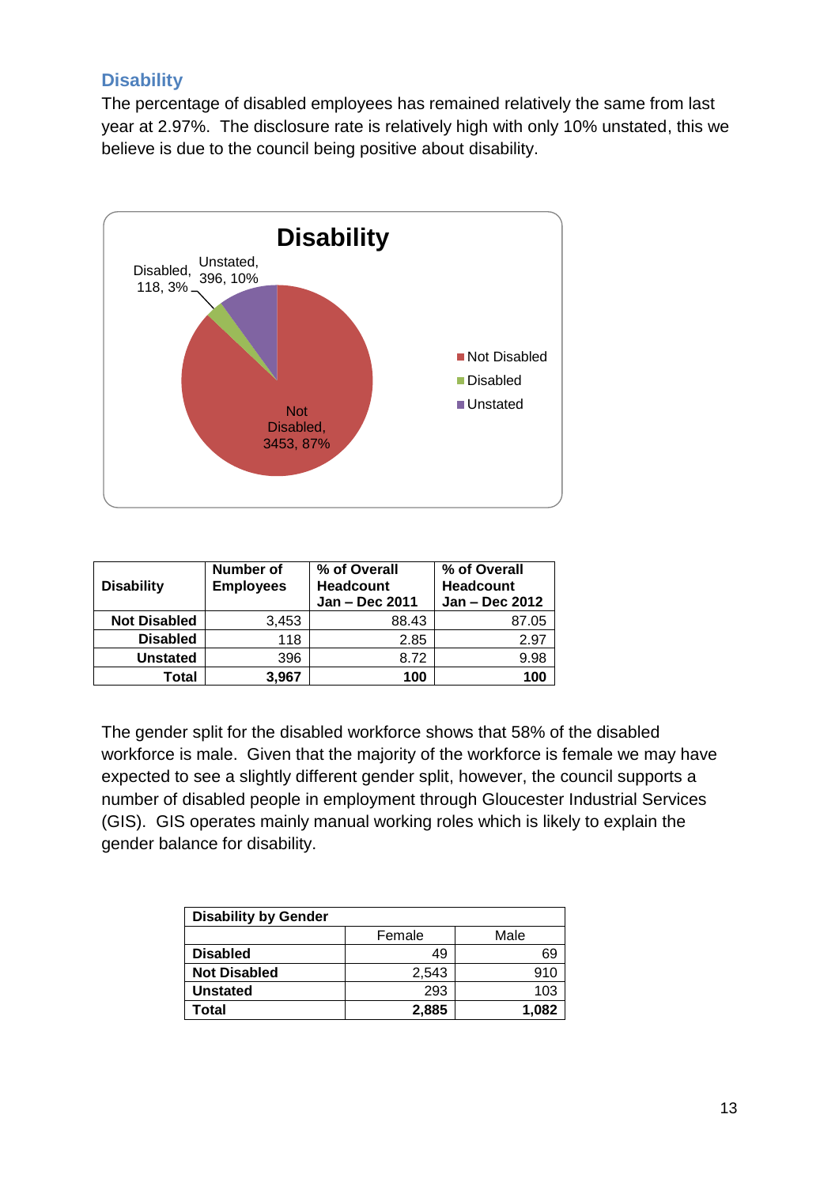## Disability

The percentage of disabled employees has remained relatively the same from last year at 2.97%. The disclosure rate is relatively high with only 10% unstated, this we believe is due to the council being positive about disability.

| Disability | Number of Employees | % of Overall Headcount Jan – Dec 2011 | % of Overall Headcount Jan – Dec 2012 |
|---|---|---|---|
| **Not Disabled** | 3,453 | 88.43 | 87.05 |
| **Disabled** | 118 | 2.85 | 2.97 |
| **Unstated** | 396 | 8.72 | 9.98 |
| **Total** | **3,967** | **100** | **100** |

The gender split for the disabled workforce shows that 58% of the disabled workforce is male. Given that the majority of the workforce is female we may have expected to see a slightly different gender split, however, the council supports a number of disabled people in employment through Gloucester Industrial Services (GIS). GIS operates mainly manual working roles which is likely to explain the gender balance for disability.

| Disability by Gender | | |
|---|---|---|
| | Female | Male |
| **Disabled** | 49 | 69 |
| **Not Disabled** | 2,543 | 910 |
| **Unstated** | 293 | 103 |
| **Total** | **2,885** | **1,082** |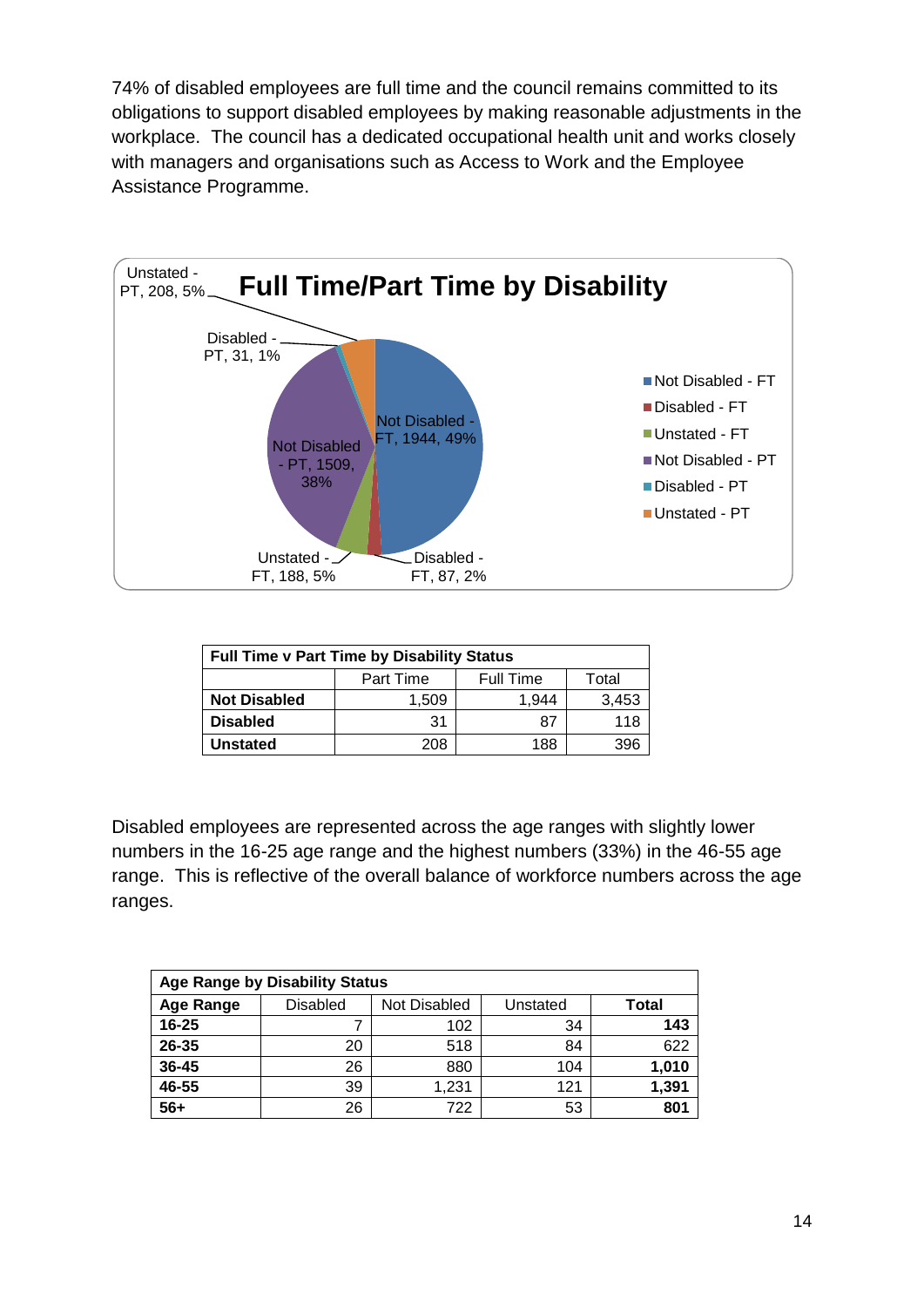74% of disabled employees are full time and the council remains committed to its obligations to support disabled employees by making reasonable adjustments in the workplace. The council has a dedicated occupational health unit and works closely with managers and organisations such as Access to Work and the Employee Assistance Programme.

**Full Time/Part Time by Disability**

- Not Disabled - FT, 1944, 49%
- Disabled - FT, 87, 2%
- Unstated - FT, 188, 5%
- Not Disabled - PT, 1509, 38%
- Disabled - PT, 31, 1%
- Unstated - PT, 208, 5%

| **Full Time v Part Time by Disability Status** | | | |
|---|---|---|---|
| | Part Time | Full Time | Total |
| **Not Disabled** | 1,509 | 1,944 | 3,453 |
| **Disabled** | 31 | 87 | 118 |
| **Unstated** | 208 | 188 | 396 |

Disabled employees are represented across the age ranges with slightly lower numbers in the 16-25 age range and the highest numbers (33%) in the 46-55 age range. This is reflective of the overall balance of workforce numbers across the age ranges.

| **Age Range by Disability Status** | | | | |
|---|---|---|---|---|
| **Age Range** | Disabled | Not Disabled | Unstated | **Total** |
| **16-25** | 7 | 102 | 34 | **143** |
| **26-35** | 20 | 518 | 84 | 622 |
| **36-45** | 26 | 880 | 104 | **1,010** |
| **46-55** | 39 | 1,231 | 121 | **1,391** |
| **56+** | 26 | 722 | 53 | **801** |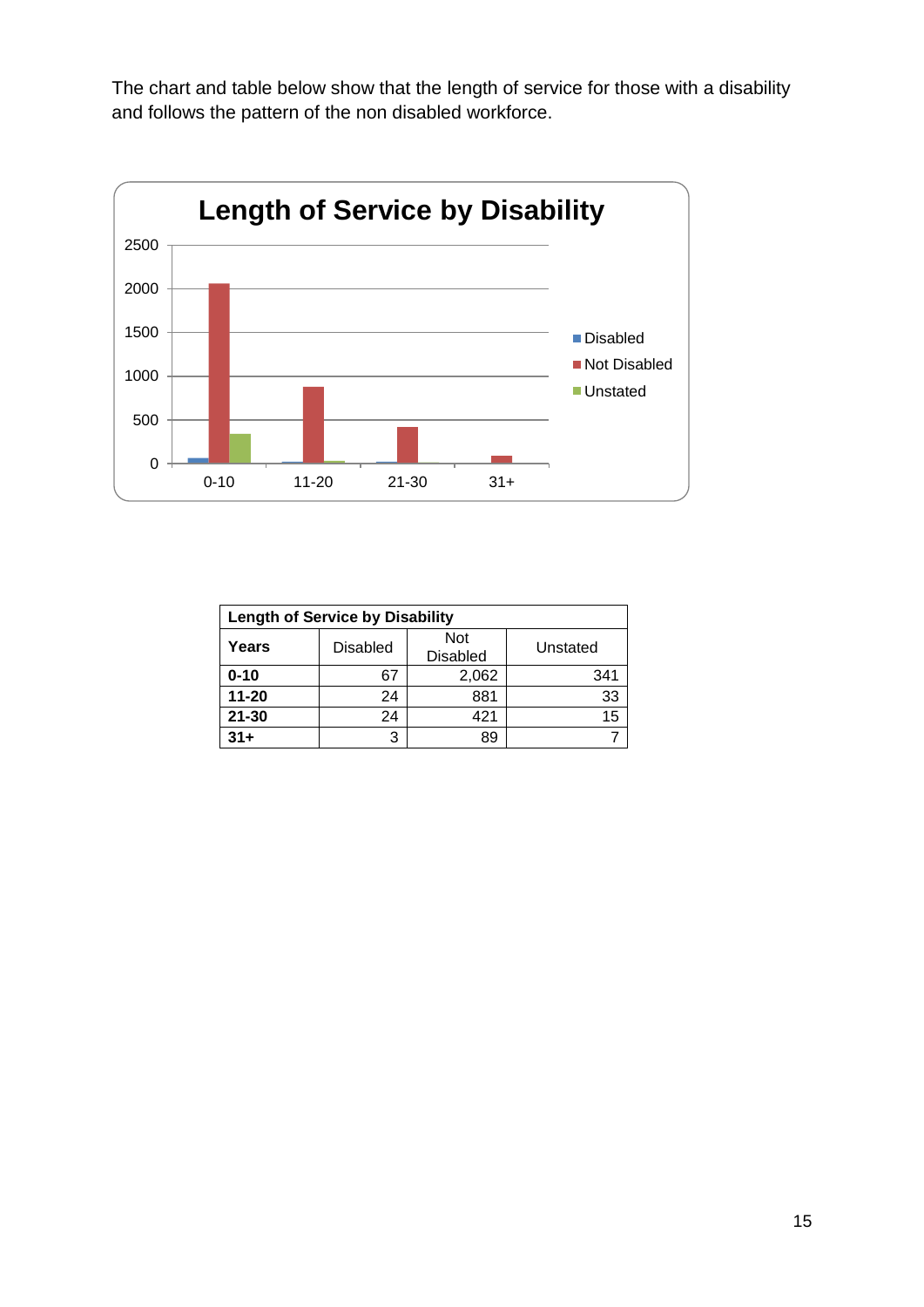The chart and table below show that the length of service for those with a disability and follows the pattern of the non disabled workforce.

| Length of Service by Disability | | | |
|---|---|---|---|
| **Years** | Disabled | Not Disabled | Unstated |
| **0-10** | 67 | 2,062 | 341 |
| **11-20** | 24 | 881 | 33 |
| **21-30** | 24 | 421 | 15 |
| **31+** | 3 | 89 | 7 |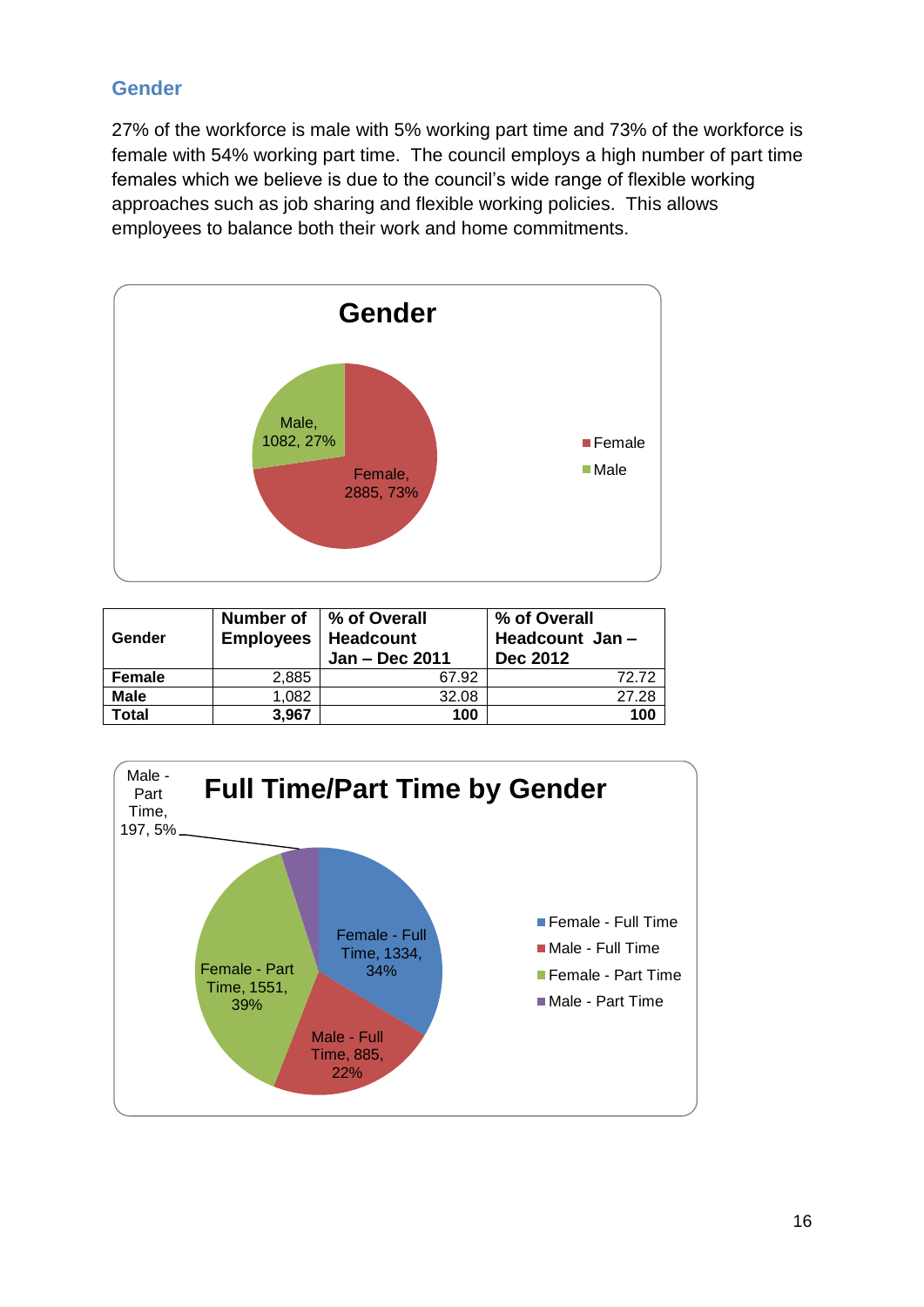## Gender

27% of the workforce is male with 5% working part time and 73% of the workforce is female with 54% working part time. The council employs a high number of part time females which we believe is due to the council's wide range of flexible working approaches such as job sharing and flexible working policies. This allows employees to balance both their work and home commitments.

**Gender**

- Female, 2885, 73%
- Male, 1082, 27%

| Gender | Number of Employees | % of Overall Headcount Jan – Dec 2011 | % of Overall Headcount Jan – Dec 2012 |
|---|---|---|---|
| **Female** | 2,885 | 67.92 | 72.72 |
| **Male** | 1,082 | 32.08 | 27.28 |
| **Total** | **3,967** | **100** | **100** |

**Full Time/Part Time by Gender**

- Female - Full Time, 1334, 34%
- Male - Full Time, 885, 22%
- Female - Part Time, 1551, 39%
- Male - Part Time, 197, 5%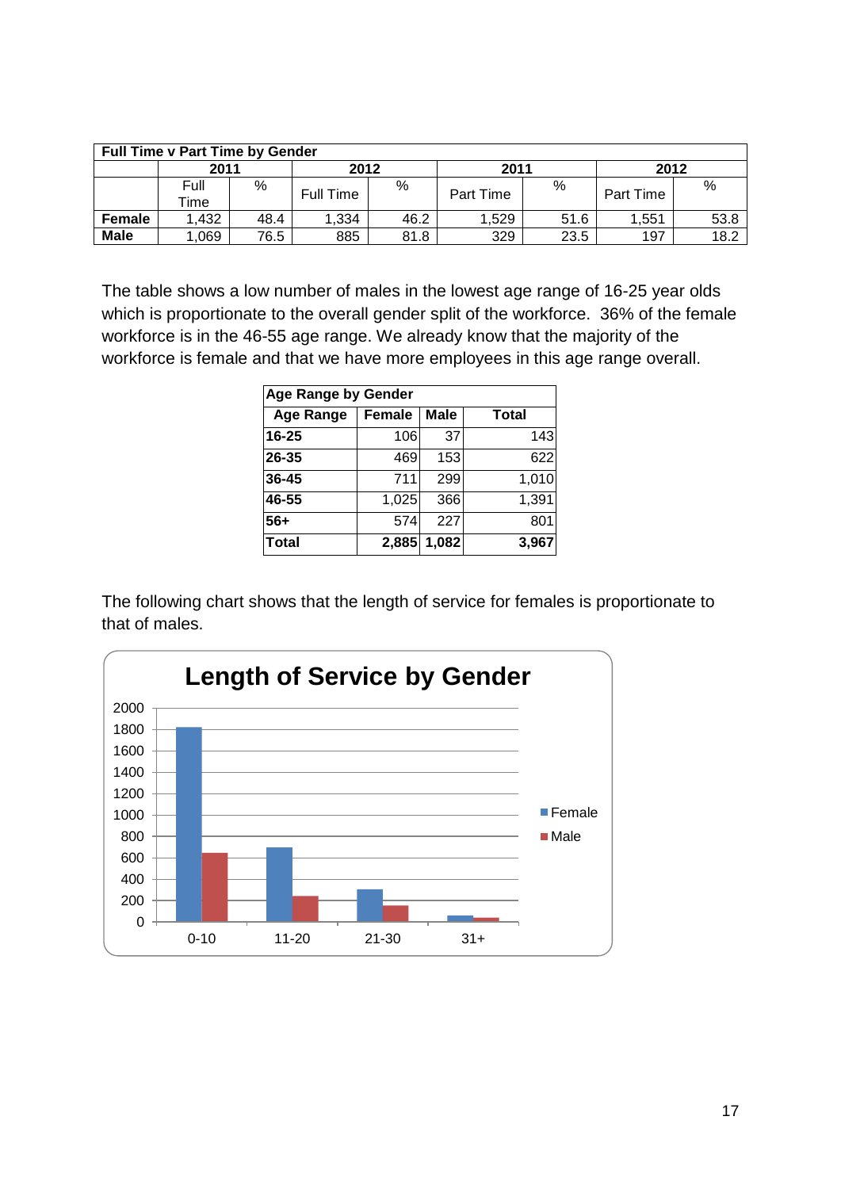| Full Time v Part Time by Gender | | | | | | | | |
|---|---|---|---|---|---|---|---|---|
| | 2011 | | 2012 | | 2011 | | 2012 | |
| | Full Time | % | Full Time | % | Part Time | % | Part Time | % |
| **Female** | 1,432 | 48.4 | 1,334 | 46.2 | 1,529 | 51.6 | 1,551 | 53.8 |
| **Male** | 1,069 | 76.5 | 885 | 81.8 | 329 | 23.5 | 197 | 18.2 |

The table shows a low number of males in the lowest age range of 16-25 year olds which is proportionate to the overall gender split of the workforce. 36% of the female workforce is in the 46-55 age range. We already know that the majority of the workforce is female and that we have more employees in this age range overall.

| Age Range by Gender | | | |
|---|---|---|---|
| **Age Range** | **Female** | **Male** | **Total** |
| **16-25** | 106 | 37 | 143 |
| **26-35** | 469 | 153 | 622 |
| **36-45** | 711 | 299 | 1,010 |
| **46-55** | 1,025 | 366 | 1,391 |
| **56+** | 574 | 227 | 801 |
| **Total** | **2,885** | **1,082** | **3,967** |

The following chart shows that the length of service for females is proportionate to that of males.

**Length of Service by Gender**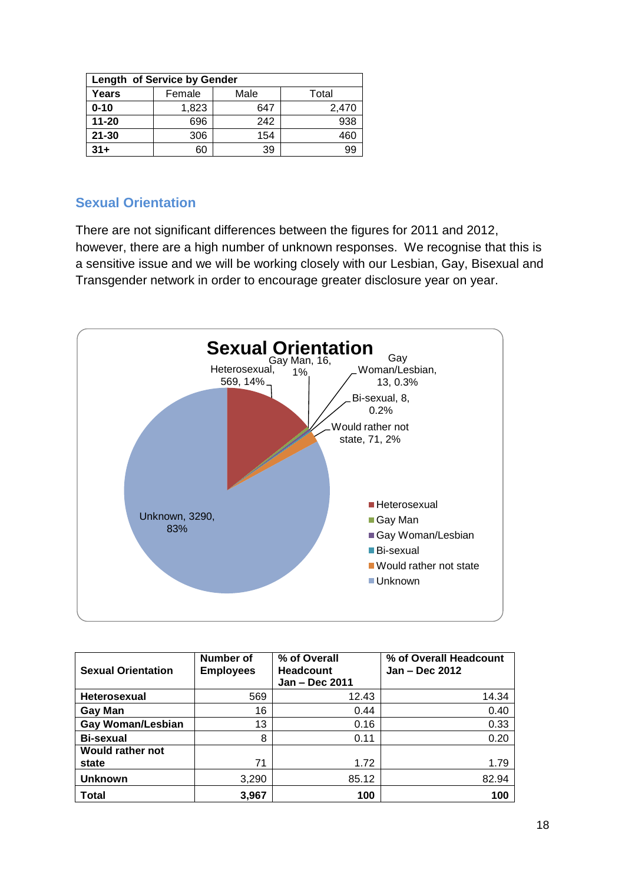| Length of Service by Gender | | | |
|---|---|---|---|
| Years | Female | Male | Total |
| 0-10 | 1,823 | 647 | 2,470 |
| 11-20 | 696 | 242 | 938 |
| 21-30 | 306 | 154 | 460 |
| 31+ | 60 | 39 | 99 |

## Sexual Orientation

There are not significant differences between the figures for 2011 and 2012, however, there are a high number of unknown responses. We recognise that this is a sensitive issue and we will be working closely with our Lesbian, Gay, Bisexual and Transgender network in order to encourage greater disclosure year on year.

**Sexual Orientation**

- Heterosexual, 569, 14%
- Gay Man, 16, 1%
- Gay Woman/Lesbian, 13, 0.3%
- Bi-sexual, 8, 0.2%
- Would rather not state, 71, 2%
- Unknown, 3290, 83%

| Sexual Orientation | Number of Employees | % of Overall Headcount Jan – Dec 2011 | % of Overall Headcount Jan – Dec 2012 |
|---|---|---|---|
| **Heterosexual** | 569 | 12.43 | 14.34 |
| **Gay Man** | 16 | 0.44 | 0.40 |
| **Gay Woman/Lesbian** | 13 | 0.16 | 0.33 |
| **Bi-sexual** | 8 | 0.11 | 0.20 |
| **Would rather not state** | 71 | 1.72 | 1.79 |
| **Unknown** | 3,290 | 85.12 | 82.94 |
| **Total** | **3,967** | **100** | **100** |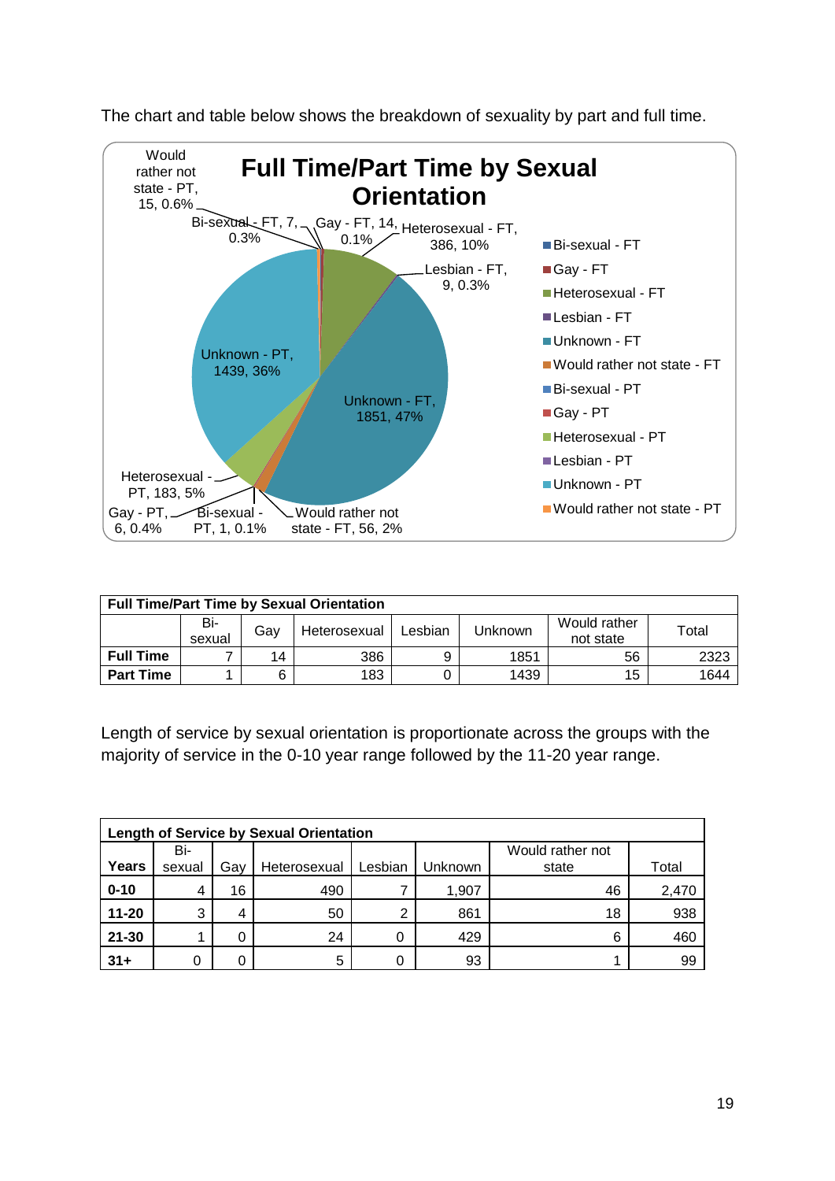The chart and table below shows the breakdown of sexuality by part and full time.

| Full Time/Part Time by Sexual Orientation | | | | | | | |
|---|---|---|---|---|---|---|---|
| | Bi-sexual | Gay | Heterosexual | Lesbian | Unknown | Would rather not state | Total |
| **Full Time** | 7 | 14 | 386 | 9 | 1851 | 56 | 2323 |
| **Part Time** | 1 | 6 | 183 | 0 | 1439 | 15 | 1644 |

Length of service by sexual orientation is proportionate across the groups with the majority of service in the 0-10 year range followed by the 11-20 year range.

| Length of Service by Sexual Orientation | | | | | | | |
|---|---|---|---|---|---|---|---|
| **Years** | Bi-sexual | Gay | Heterosexual | Lesbian | Unknown | Would rather not state | Total |
| **0-10** | 4 | 16 | 490 | 7 | 1,907 | 46 | 2,470 |
| **11-20** | 3 | 4 | 50 | 2 | 861 | 18 | 938 |
| **21-30** | 1 | 0 | 24 | 0 | 429 | 6 | 460 |
| **31+** | 0 | 0 | 5 | 0 | 93 | 1 | 99 |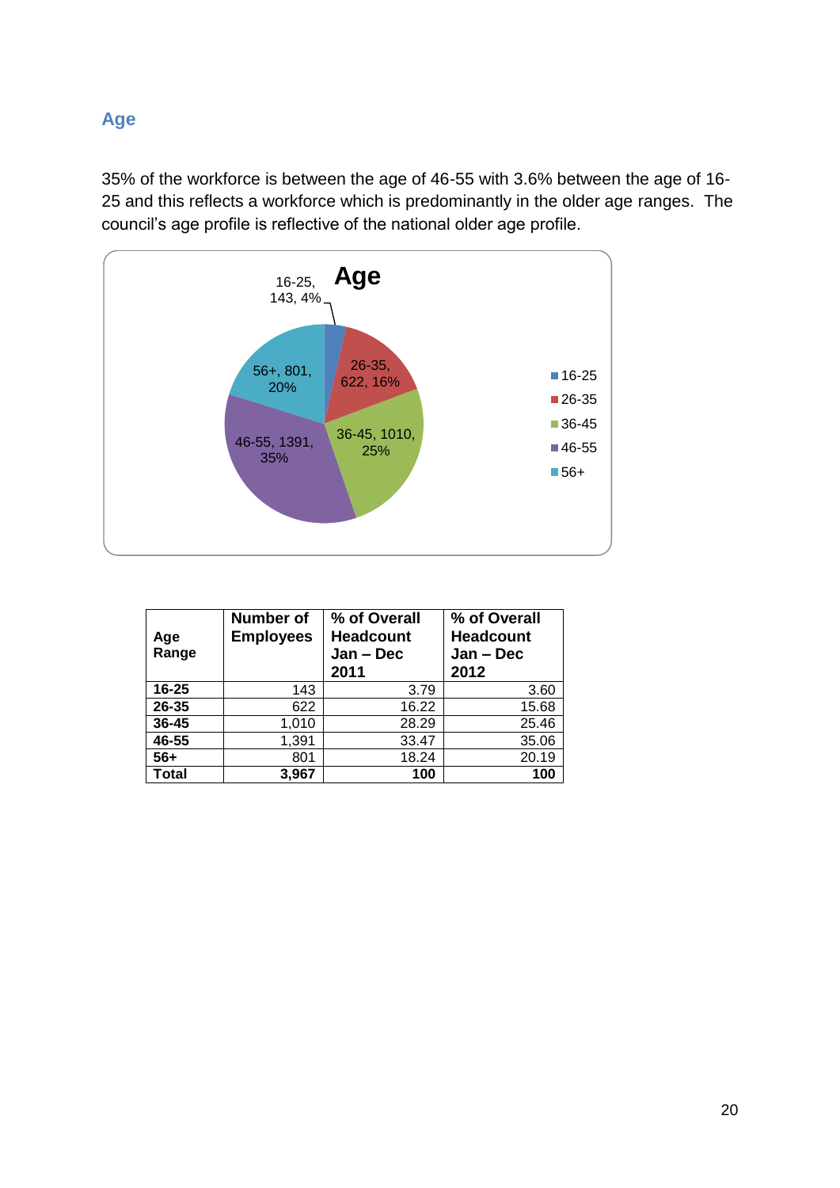## Age

35% of the workforce is between the age of 46-55 with 3.6% between the age of 16-25 and this reflects a workforce which is predominantly in the older age ranges. The council's age profile is reflective of the national older age profile.

| Age Range | Number of Employees | % of Overall Headcount Jan – Dec 2011 | % of Overall Headcount Jan – Dec 2012 |
|---|---|---|---|
| **16-25** | 143 | 3.79 | 3.60 |
| **26-35** | 622 | 16.22 | 15.68 |
| **36-45** | 1,010 | 28.29 | 25.46 |
| **46-55** | 1,391 | 33.47 | 35.06 |
| **56+** | 801 | 18.24 | 20.19 |
| **Total** | **3,967** | **100** | **100** |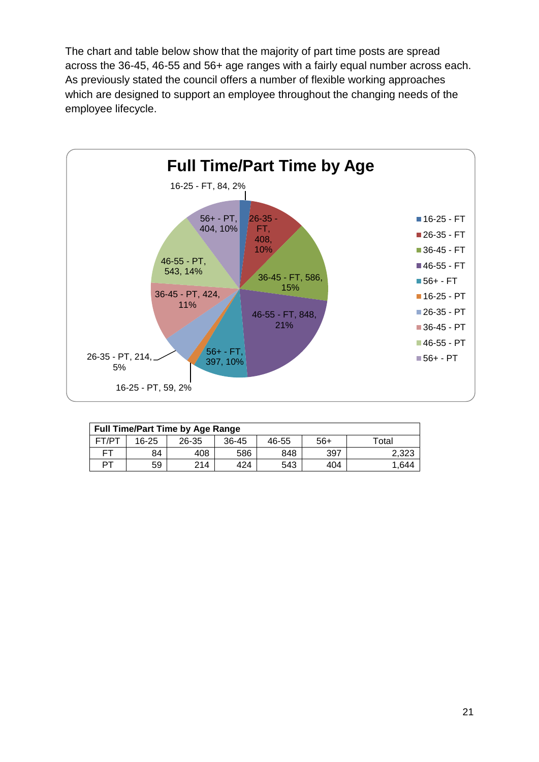The chart and table below show that the majority of part time posts are spread across the 36-45, 46-55 and 56+ age ranges with a fairly equal number across each. As previously stated the council offers a number of flexible working approaches which are designed to support an employee throughout the changing needs of the employee lifecycle.

**Full Time/Part Time by Age**

| Category | Number | % |
|---|---|---|
| 16-25 - FT | 84 | 2% |
| 26-35 - FT | 408 | 10% |
| 36-45 - FT | 586 | 15% |
| 46-55 - FT | 848 | 21% |
| 56+ - FT | 397 | 10% |
| 16-25 - PT | 59 | 2% |
| 26-35 - PT | 214 | 5% |
| 36-45 - PT | 424 | 11% |
| 46-55 - PT | 543 | 14% |
| 56+ - PT | 404 | 10% |

| Full Time/Part Time by Age Range | | | | | | |
|---|---|---|---|---|---|---|
| FT/PT | 16-25 | 26-35 | 36-45 | 46-55 | 56+ | Total |
| FT | 84 | 408 | 586 | 848 | 397 | 2,323 |
| PT | 59 | 214 | 424 | 543 | 404 | 1,644 |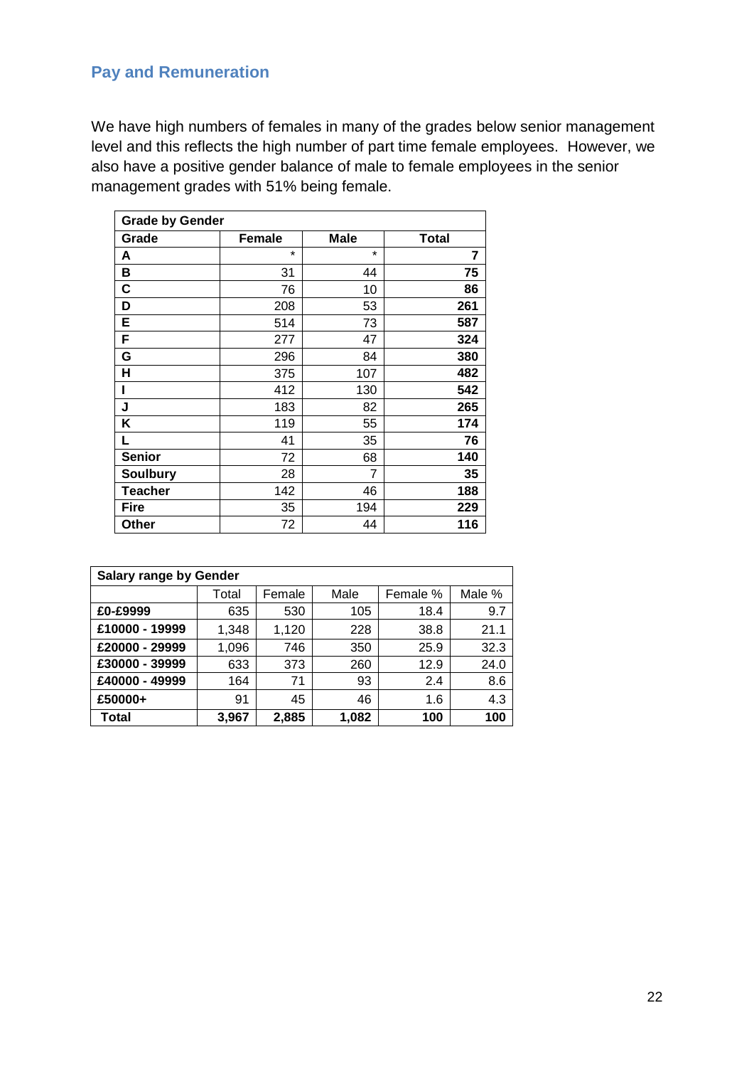## Pay and Remuneration

We have high numbers of females in many of the grades below senior management level and this reflects the high number of part time female employees. However, we also have a positive gender balance of male to female employees in the senior management grades with 51% being female.

| Grade by Gender | | | |
|---|---|---|---|
| **Grade** | **Female** | **Male** | **Total** |
| **A** | * | * | **7** |
| **B** | 31 | 44 | **75** |
| **C** | 76 | 10 | **86** |
| **D** | 208 | 53 | **261** |
| **E** | 514 | 73 | **587** |
| **F** | 277 | 47 | **324** |
| **G** | 296 | 84 | **380** |
| **H** | 375 | 107 | **482** |
| **I** | 412 | 130 | **542** |
| **J** | 183 | 82 | **265** |
| **K** | 119 | 55 | **174** |
| **L** | 41 | 35 | **76** |
| **Senior** | 72 | 68 | **140** |
| **Soulbury** | 28 | 7 | **35** |
| **Teacher** | 142 | 46 | **188** |
| **Fire** | 35 | 194 | **229** |
| **Other** | 72 | 44 | **116** |

| Salary range by Gender | | | | | |
|---|---|---|---|---|---|
| | Total | Female | Male | Female % | Male % |
| **£0-£9999** | 635 | 530 | 105 | 18.4 | 9.7 |
| **£10000 - 19999** | 1,348 | 1,120 | 228 | 38.8 | 21.1 |
| **£20000 - 29999** | 1,096 | 746 | 350 | 25.9 | 32.3 |
| **£30000 - 39999** | 633 | 373 | 260 | 12.9 | 24.0 |
| **£40000 - 49999** | 164 | 71 | 93 | 2.4 | 8.6 |
| **£50000+** | 91 | 45 | 46 | 1.6 | 4.3 |
| **Total** | **3,967** | **2,885** | **1,082** | **100** | **100** |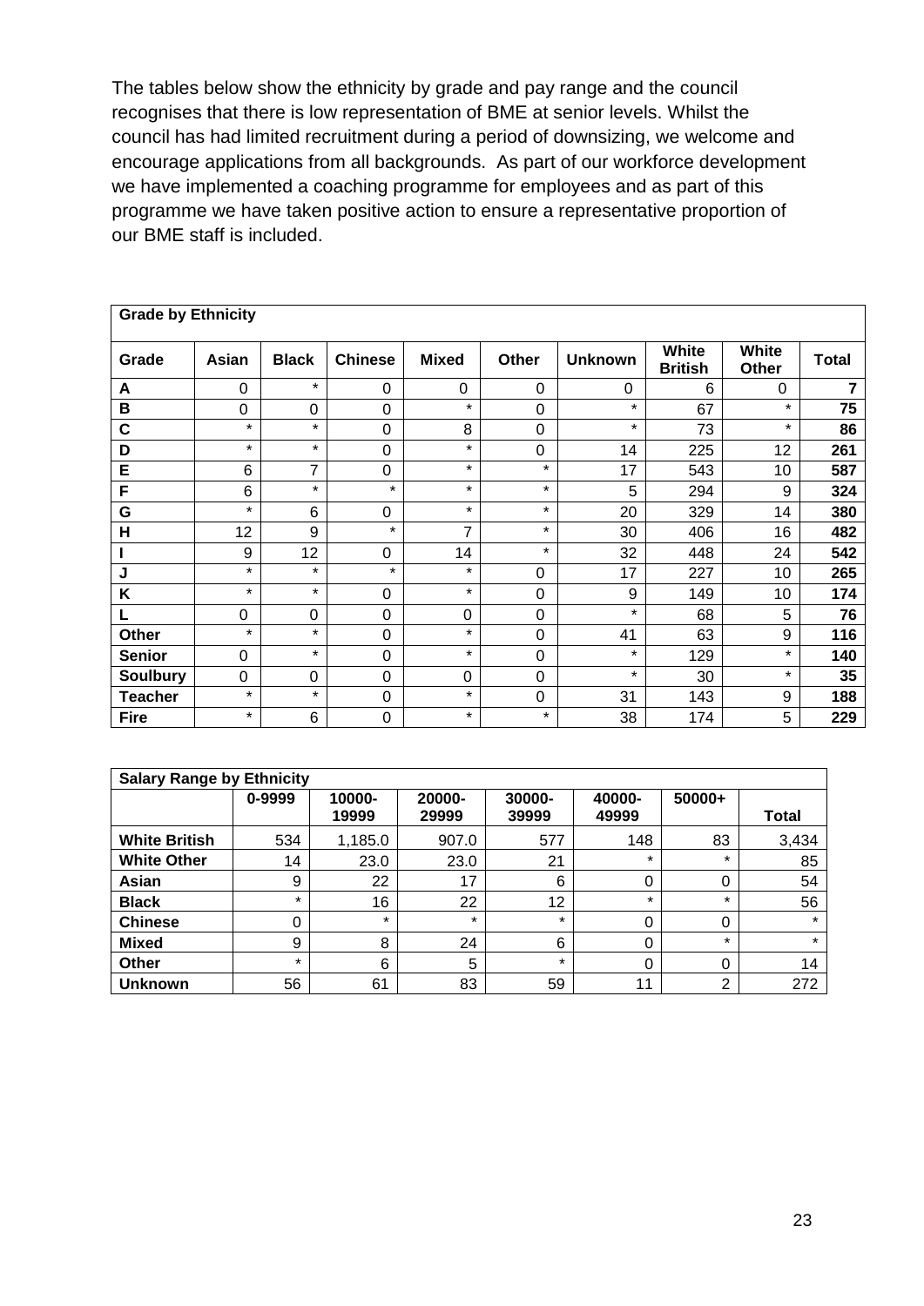The tables below show the ethnicity by grade and pay range and the council recognises that there is low representation of BME at senior levels. Whilst the council has had limited recruitment during a period of downsizing, we welcome and encourage applications from all backgrounds. As part of our workforce development we have implemented a coaching programme for employees and as part of this programme we have taken positive action to ensure a representative proportion of our BME staff is included.

| **Grade by Ethnicity** | | | | | | | | | |
|---|---|---|---|---|---|---|---|---|---|
| **Grade** | **Asian** | **Black** | **Chinese** | **Mixed** | **Other** | **Unknown** | **White British** | **White Other** | **Total** |
| **A** | 0 | * | 0 | 0 | 0 | 0 | 6 | 0 | **7** |
| **B** | 0 | 0 | 0 | * | 0 | * | 67 | * | **75** |
| **C** | * | * | 0 | 8 | 0 | * | 73 | * | **86** |
| **D** | * | * | 0 | * | 0 | 14 | 225 | 12 | **261** |
| **E** | 6 | 7 | 0 | * | * | 17 | 543 | 10 | **587** |
| **F** | 6 | * | * | * | * | 5 | 294 | 9 | **324** |
| **G** | * | 6 | 0 | * | * | 20 | 329 | 14 | **380** |
| **H** | 12 | 9 | * | 7 | * | 30 | 406 | 16 | **482** |
| **I** | 9 | 12 | 0 | 14 | * | 32 | 448 | 24 | **542** |
| **J** | * | * | * | * | 0 | 17 | 227 | 10 | **265** |
| **K** | * | * | 0 | * | 0 | 9 | 149 | 10 | **174** |
| **L** | 0 | 0 | 0 | 0 | 0 | * | 68 | 5 | **76** |
| **Other** | * | * | 0 | * | 0 | 41 | 63 | 9 | **116** |
| **Senior** | 0 | * | 0 | * | 0 | * | 129 | * | **140** |
| **Soulbury** | 0 | 0 | 0 | 0 | 0 | * | 30 | * | **35** |
| **Teacher** | * | * | 0 | * | 0 | 31 | 143 | 9 | **188** |
| **Fire** | * | 6 | 0 | * | * | 38 | 174 | 5 | **229** |

| **Salary Range by Ethnicity** | | | | | | | |
|---|---|---|---|---|---|---|---|
| | **0-9999** | **10000-19999** | **20000-29999** | **30000-39999** | **40000-49999** | **50000+** | **Total** |
| **White British** | 534 | 1,185.0 | 907.0 | 577 | 148 | 83 | 3,434 |
| **White Other** | 14 | 23.0 | 23.0 | 21 | * | * | 85 |
| **Asian** | 9 | 22 | 17 | 6 | 0 | 0 | 54 |
| **Black** | * | 16 | 22 | 12 | * | * | 56 |
| **Chinese** | 0 | * | * | * | 0 | 0 | * |
| **Mixed** | 9 | 8 | 24 | 6 | 0 | * | * |
| **Other** | * | 6 | 5 | * | 0 | 0 | 14 |
| **Unknown** | 56 | 61 | 83 | 59 | 11 | 2 | 272 |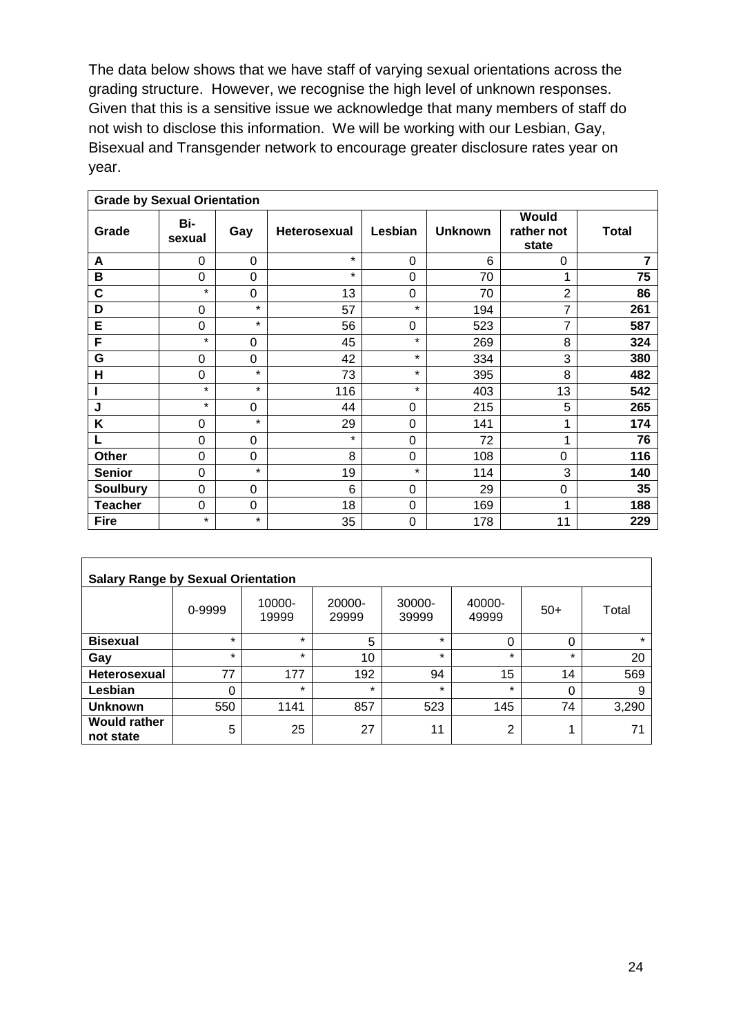The data below shows that we have staff of varying sexual orientations across the grading structure. However, we recognise the high level of unknown responses. Given that this is a sensitive issue we acknowledge that many members of staff do not wish to disclose this information. We will be working with our Lesbian, Gay, Bisexual and Transgender network to encourage greater disclosure rates year on year.

| **Grade by Sexual Orientation** | | | | | | | |
|---|---|---|---|---|---|---|---|
| **Grade** | **Bi-sexual** | **Gay** | **Heterosexual** | **Lesbian** | **Unknown** | **Would rather not state** | **Total** |
| **A** | 0 | 0 | * | 0 | 6 | 0 | **7** |
| **B** | 0 | 0 | * | 0 | 70 | 1 | **75** |
| **C** | * | 0 | 13 | 0 | 70 | 2 | **86** |
| **D** | 0 | * | 57 | * | 194 | 7 | **261** |
| **E** | 0 | * | 56 | 0 | 523 | 7 | **587** |
| **F** | * | 0 | 45 | * | 269 | 8 | **324** |
| **G** | 0 | 0 | 42 | * | 334 | 3 | **380** |
| **H** | 0 | * | 73 | * | 395 | 8 | **482** |
| **I** | * | * | 116 | * | 403 | 13 | **542** |
| **J** | * | 0 | 44 | 0 | 215 | 5 | **265** |
| **K** | 0 | * | 29 | 0 | 141 | 1 | **174** |
| **L** | 0 | 0 | * | 0 | 72 | 1 | **76** |
| **Other** | 0 | 0 | 8 | 0 | 108 | 0 | **116** |
| **Senior** | 0 | * | 19 | * | 114 | 3 | **140** |
| **Soulbury** | 0 | 0 | 6 | 0 | 29 | 0 | **35** |
| **Teacher** | 0 | 0 | 18 | 0 | 169 | 1 | **188** |
| **Fire** | * | * | 35 | 0 | 178 | 11 | **229** |

| **Salary Range by Sexual Orientation** | | | | | | | |
|---|---|---|---|---|---|---|---|
| | 0-9999 | 10000-19999 | 20000-29999 | 30000-39999 | 40000-49999 | 50+ | Total |
| **Bisexual** | * | * | 5 | * | 0 | 0 | * |
| **Gay** | * | * | 10 | * | * | * | 20 |
| **Heterosexual** | 77 | 177 | 192 | 94 | 15 | 14 | 569 |
| **Lesbian** | 0 | * | * | * | * | 0 | 9 |
| **Unknown** | 550 | 1141 | 857 | 523 | 145 | 74 | 3,290 |
| **Would rather not state** | 5 | 25 | 27 | 11 | 2 | 1 | 71 |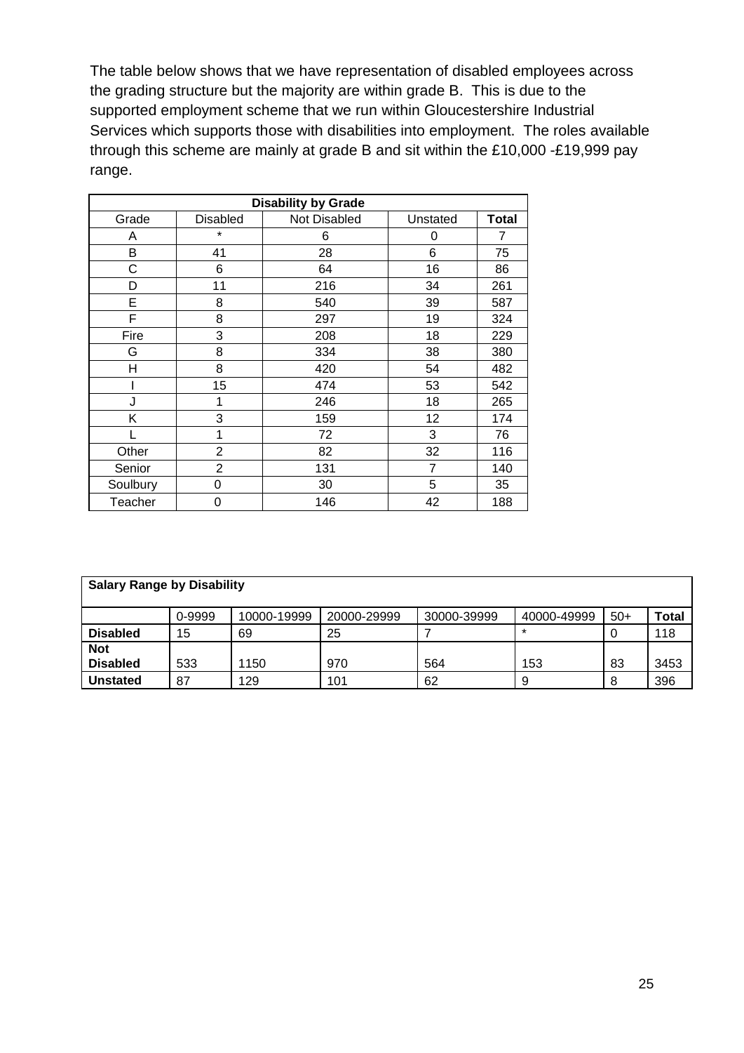The table below shows that we have representation of disabled employees across the grading structure but the majority are within grade B. This is due to the supported employment scheme that we run within Gloucestershire Industrial Services which supports those with disabilities into employment. The roles available through this scheme are mainly at grade B and sit within the £10,000 -£19,999 pay range.

| **Disability by Grade** | | | | |
|---|---|---|---|---|
| Grade | Disabled | Not Disabled | Unstated | **Total** |
| A | * | 6 | 0 | 7 |
| B | 41 | 28 | 6 | 75 |
| C | 6 | 64 | 16 | 86 |
| D | 11 | 216 | 34 | 261 |
| E | 8 | 540 | 39 | 587 |
| F | 8 | 297 | 19 | 324 |
| Fire | 3 | 208 | 18 | 229 |
| G | 8 | 334 | 38 | 380 |
| H | 8 | 420 | 54 | 482 |
| I | 15 | 474 | 53 | 542 |
| J | 1 | 246 | 18 | 265 |
| K | 3 | 159 | 12 | 174 |
| L | 1 | 72 | 3 | 76 |
| Other | 2 | 82 | 32 | 116 |
| Senior | 2 | 131 | 7 | 140 |
| Soulbury | 0 | 30 | 5 | 35 |
| Teacher | 0 | 146 | 42 | 188 |

| **Salary Range by Disability** | | | | | | | |
|---|---|---|---|---|---|---|---|
| | 0-9999 | 10000-19999 | 20000-29999 | 30000-39999 | 40000-49999 | 50+ | **Total** |
| **Disabled** | 15 | 69 | 25 | 7 | * | 0 | 118 |
| **Not Disabled** | 533 | 1150 | 970 | 564 | 153 | 83 | 3453 |
| **Unstated** | 87 | 129 | 101 | 62 | 9 | 8 | 396 |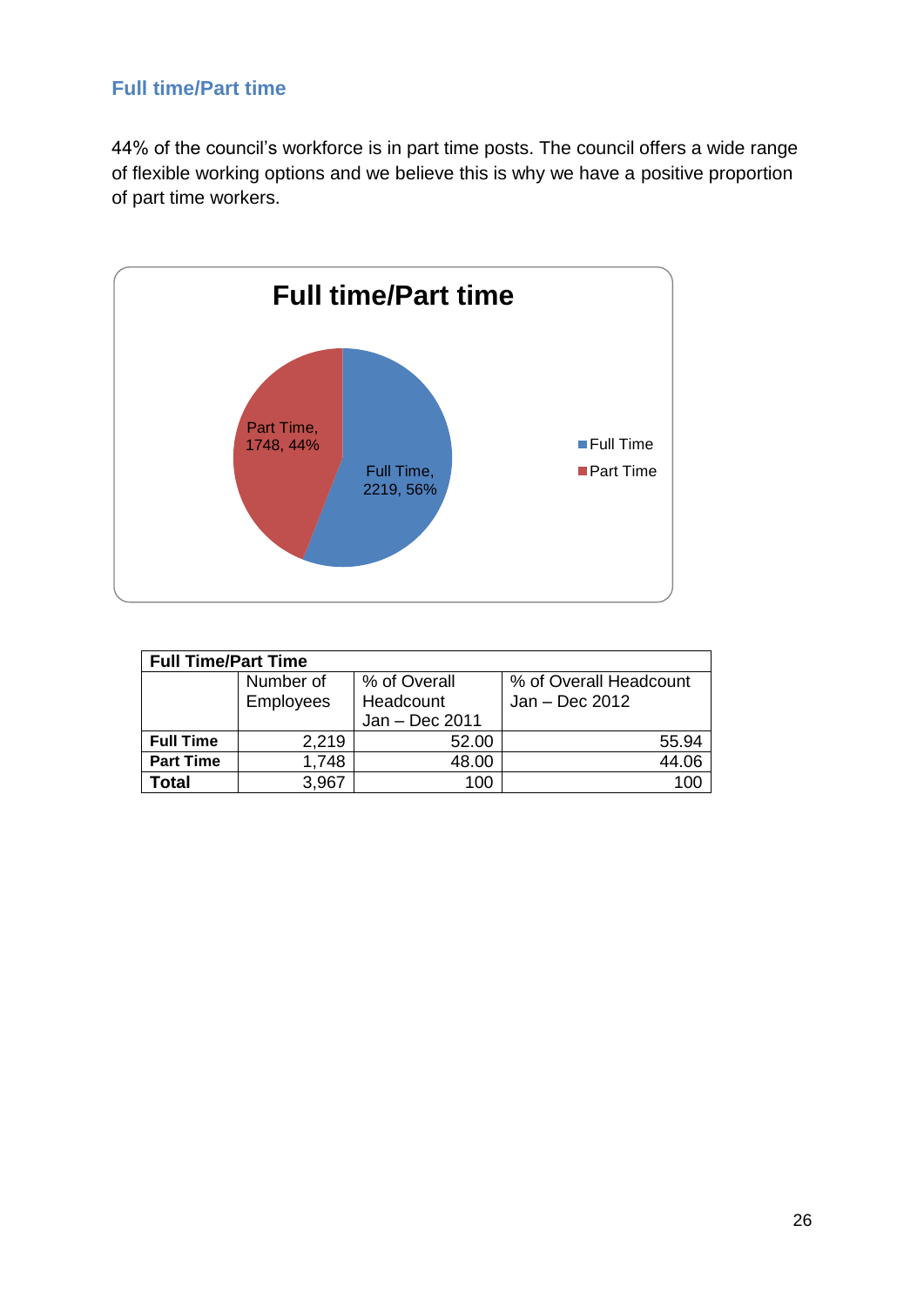## Full time/Part time

44% of the council's workforce is in part time posts. The council offers a wide range of flexible working options and we believe this is why we have a positive proportion of part time workers.

**Full time/Part time**

Part Time, 1748, 44%

Full Time, 2219, 56%

- Full Time
- Part Time

| Full Time/Part Time | | | |
|---|---|---|---|
| | Number of Employees | % of Overall Headcount Jan – Dec 2011 | % of Overall Headcount Jan – Dec 2012 |
| **Full Time** | 2,219 | 52.00 | 55.94 |
| **Part Time** | 1,748 | 48.00 | 44.06 |
| **Total** | 3,967 | 100 | 100 |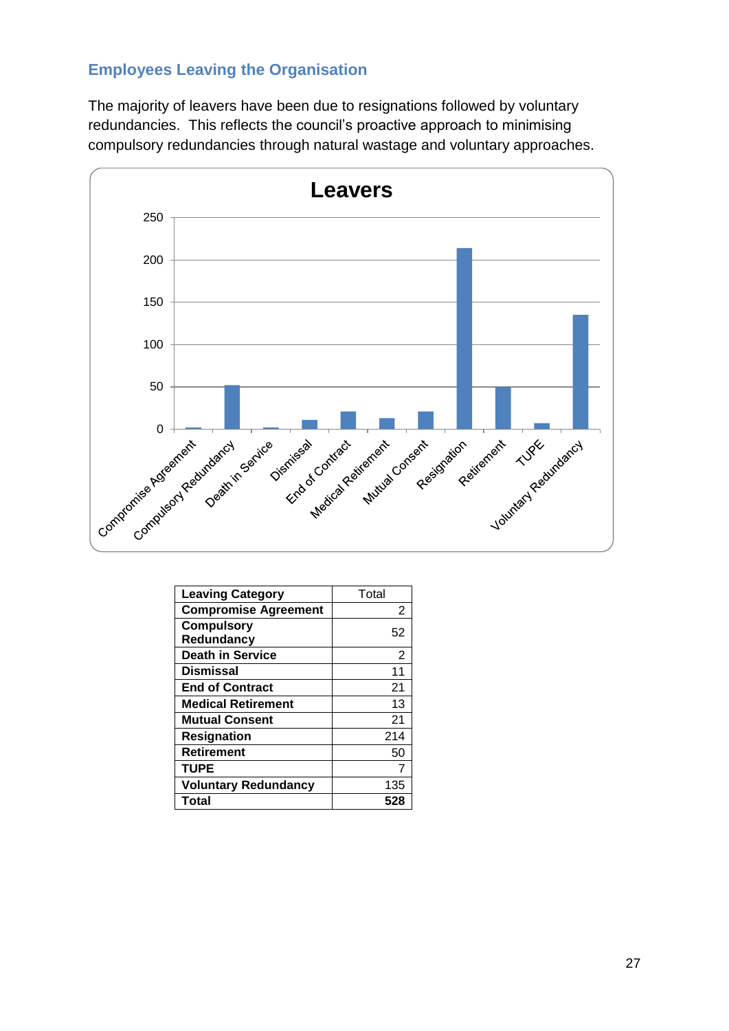## Employees Leaving the Organisation

The majority of leavers have been due to resignations followed by voluntary redundancies. This reflects the council's proactive approach to minimising compulsory redundancies through natural wastage and voluntary approaches.

| Leaving Category | Total |
|---|---|
| **Compromise Agreement** | 2 |
| **Compulsory Redundancy** | 52 |
| **Death in Service** | 2 |
| **Dismissal** | 11 |
| **End of Contract** | 21 |
| **Medical Retirement** | 13 |
| **Mutual Consent** | 21 |
| **Resignation** | 214 |
| **Retirement** | 50 |
| **TUPE** | 7 |
| **Voluntary Redundancy** | 135 |
| **Total** | **528** |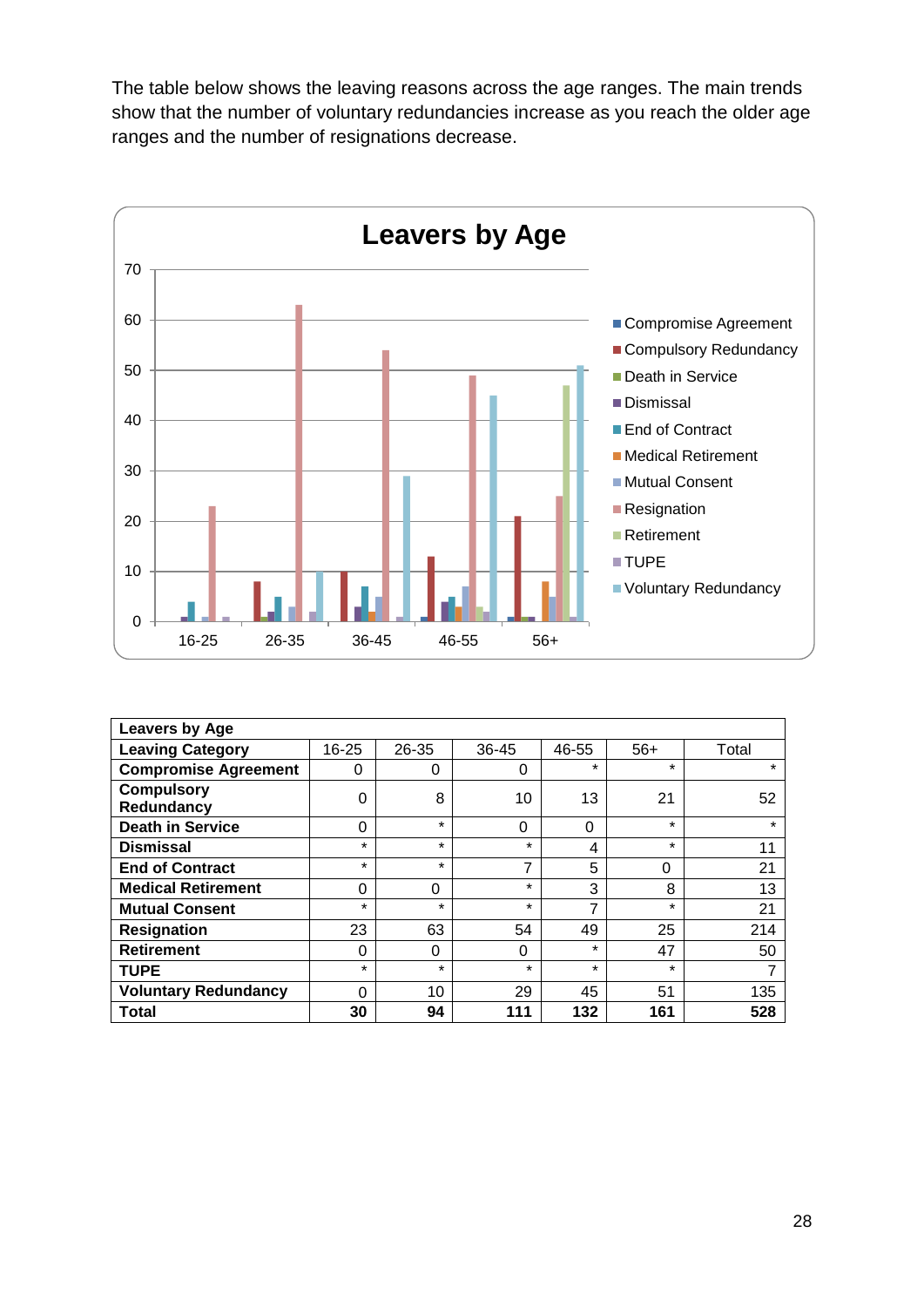The table below shows the leaving reasons across the age ranges. The main trends show that the number of voluntary redundancies increase as you reach the older age ranges and the number of resignations decrease.

| **Leavers by Age** | | | | | | |
|---|---|---|---|---|---|---|
| **Leaving Category** | 16-25 | 26-35 | 36-45 | 46-55 | 56+ | Total |
| **Compromise Agreement** | 0 | 0 | 0 | * | * | * |
| **Compulsory Redundancy** | 0 | 8 | 10 | 13 | 21 | 52 |
| **Death in Service** | 0 | * | 0 | 0 | * | * |
| **Dismissal** | * | * | * | 4 | * | 11 |
| **End of Contract** | * | * | 7 | 5 | 0 | 21 |
| **Medical Retirement** | 0 | 0 | * | 3 | 8 | 13 |
| **Mutual Consent** | * | * | * | 7 | * | 21 |
| **Resignation** | 23 | 63 | 54 | 49 | 25 | 214 |
| **Retirement** | 0 | 0 | 0 | * | 47 | 50 |
| **TUPE** | * | * | * | * | * | 7 |
| **Voluntary Redundancy** | 0 | 10 | 29 | 45 | 51 | 135 |
| **Total** | **30** | **94** | **111** | **132** | **161** | **528** |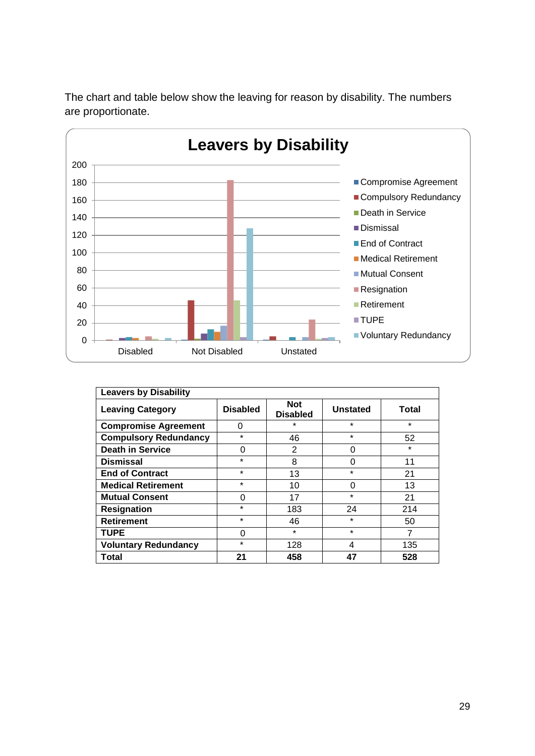The chart and table below show the leaving for reason by disability. The numbers are proportionate.

| Leavers by Disability | | | | |
|---|---|---|---|---|
| **Leaving Category** | **Disabled** | **Not Disabled** | **Unstated** | **Total** |
| **Compromise Agreement** | 0 | * | * | * |
| **Compulsory Redundancy** | * | 46 | * | 52 |
| **Death in Service** | 0 | 2 | 0 | * |
| **Dismissal** | * | 8 | 0 | 11 |
| **End of Contract** | * | 13 | * | 21 |
| **Medical Retirement** | * | 10 | 0 | 13 |
| **Mutual Consent** | 0 | 17 | * | 21 |
| **Resignation** | * | 183 | 24 | 214 |
| **Retirement** | * | 46 | * | 50 |
| **TUPE** | 0 | * | * | 7 |
| **Voluntary Redundancy** | * | 128 | 4 | 135 |
| **Total** | **21** | **458** | **47** | **528** |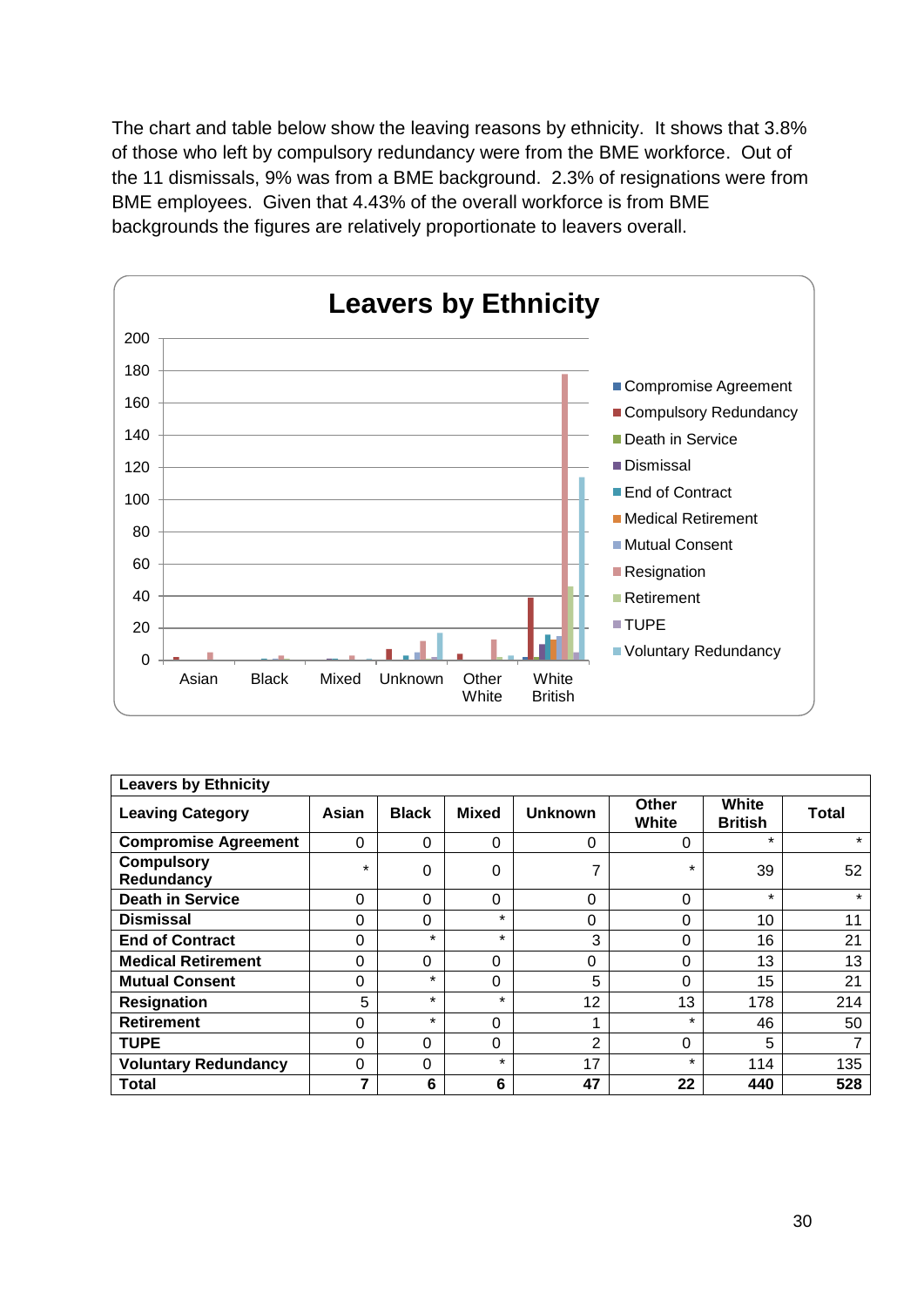The chart and table below show the leaving reasons by ethnicity. It shows that 3.8% of those who left by compulsory redundancy were from the BME workforce. Out of the 11 dismissals, 9% was from a BME background. 2.3% of resignations were from BME employees. Given that 4.43% of the overall workforce is from BME backgrounds the figures are relatively proportionate to leavers overall.

| Leavers by Ethnicity | | | | | | | |
|---|---|---|---|---|---|---|---|
| **Leaving Category** | **Asian** | **Black** | **Mixed** | **Unknown** | **Other White** | **White British** | **Total** |
| **Compromise Agreement** | 0 | 0 | 0 | 0 | 0 | * | * |
| **Compulsory Redundancy** | * | 0 | 0 | 7 | * | 39 | 52 |
| **Death in Service** | 0 | 0 | 0 | 0 | 0 | * | * |
| **Dismissal** | 0 | 0 | * | 0 | 0 | 10 | 11 |
| **End of Contract** | 0 | * | * | 3 | 0 | 16 | 21 |
| **Medical Retirement** | 0 | 0 | 0 | 0 | 0 | 13 | 13 |
| **Mutual Consent** | 0 | * | 0 | 5 | 0 | 15 | 21 |
| **Resignation** | 5 | * | * | 12 | 13 | 178 | 214 |
| **Retirement** | 0 | * | 0 | 1 | * | 46 | 50 |
| **TUPE** | 0 | 0 | 0 | 2 | 0 | 5 | 7 |
| **Voluntary Redundancy** | 0 | 0 | * | 17 | * | 114 | 135 |
| **Total** | **7** | **6** | **6** | **47** | **22** | **440** | **528** |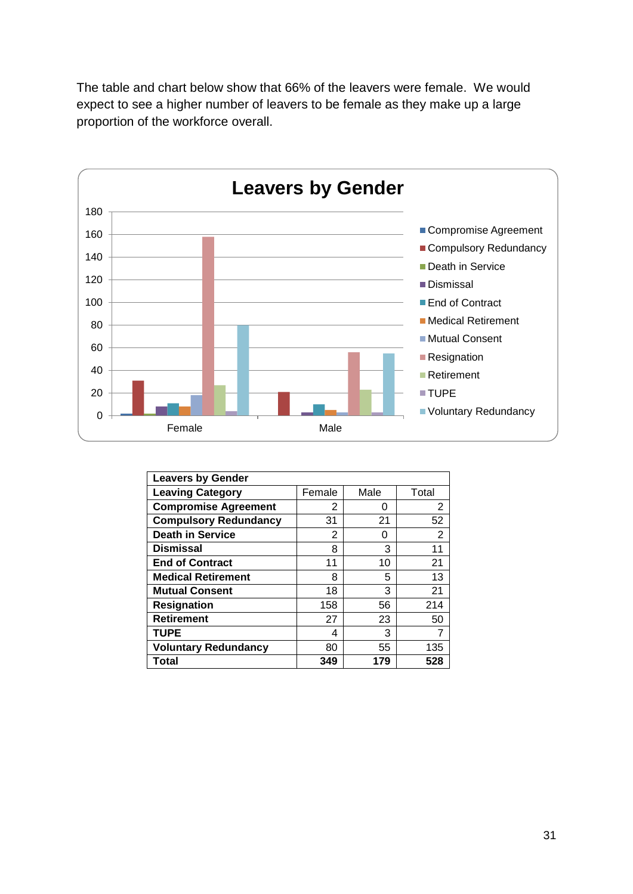The table and chart below show that 66% of the leavers were female. We would expect to see a higher number of leavers to be female as they make up a large proportion of the workforce overall.

| Leavers by Gender | | | |
|---|---|---|---|
| **Leaving Category** | Female | Male | Total |
| **Compromise Agreement** | 2 | 0 | 2 |
| **Compulsory Redundancy** | 31 | 21 | 52 |
| **Death in Service** | 2 | 0 | 2 |
| **Dismissal** | 8 | 3 | 11 |
| **End of Contract** | 11 | 10 | 21 |
| **Medical Retirement** | 8 | 5 | 13 |
| **Mutual Consent** | 18 | 3 | 21 |
| **Resignation** | 158 | 56 | 214 |
| **Retirement** | 27 | 23 | 50 |
| **TUPE** | 4 | 3 | 7 |
| **Voluntary Redundancy** | 80 | 55 | 135 |
| **Total** | **349** | **179** | **528** |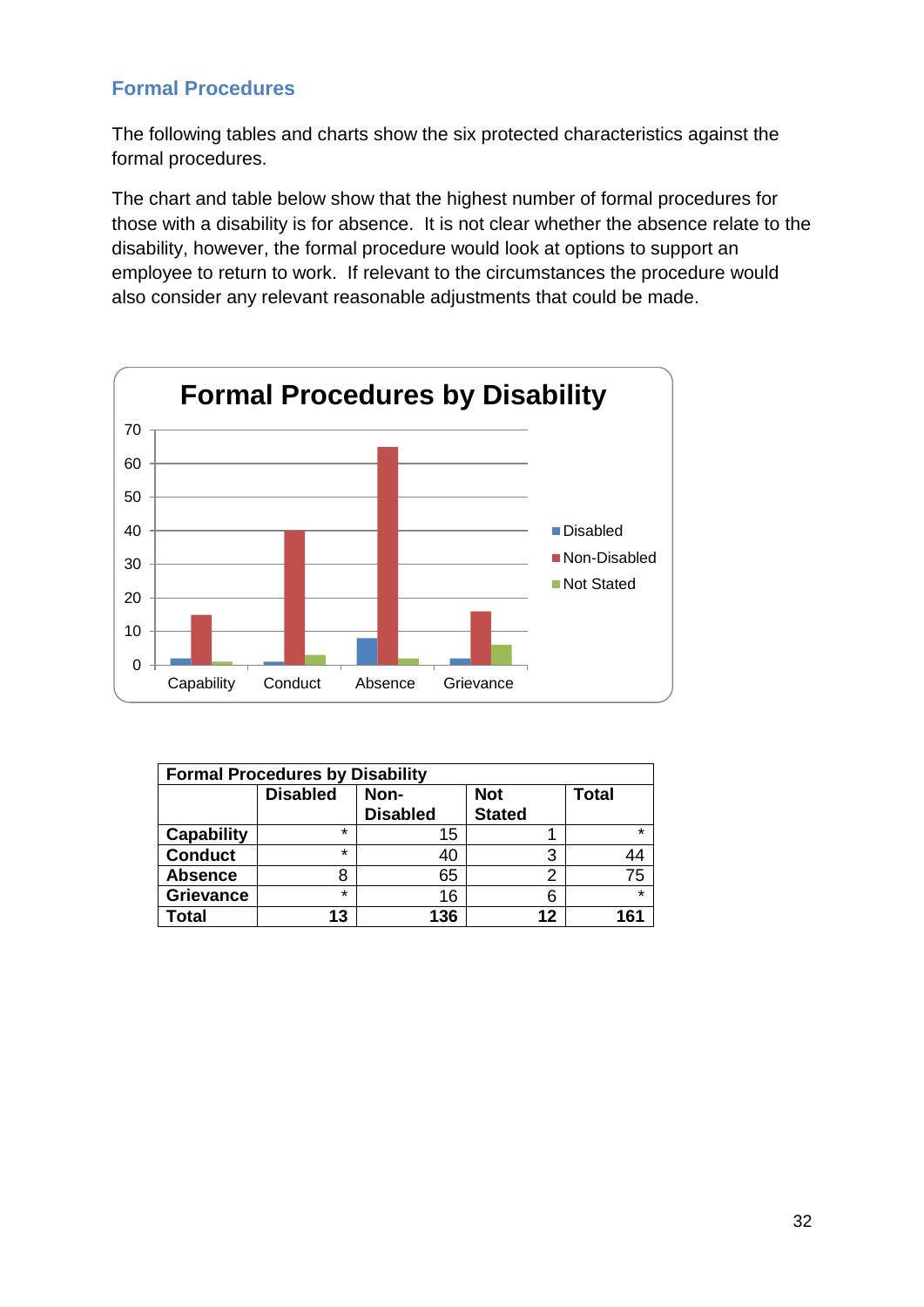## Formal Procedures

The following tables and charts show the six protected characteristics against the formal procedures.

The chart and table below show that the highest number of formal procedures for those with a disability is for absence. It is not clear whether the absence relate to the disability, however, the formal procedure would look at options to support an employee to return to work. If relevant to the circumstances the procedure would also consider any relevant reasonable adjustments that could be made.

**Formal Procedures by Disability**

| Formal Procedures by Disability | Disabled | Non-Disabled | Not Stated | Total |
|---|---|---|---|---|
| Capability | * | 15 | 1 | * |
| Conduct | * | 40 | 3 | 44 |
| Absence | 8 | 65 | 2 | 75 |
| Grievance | * | 16 | 6 | * |
| **Total** | **13** | **136** | **12** | **161** |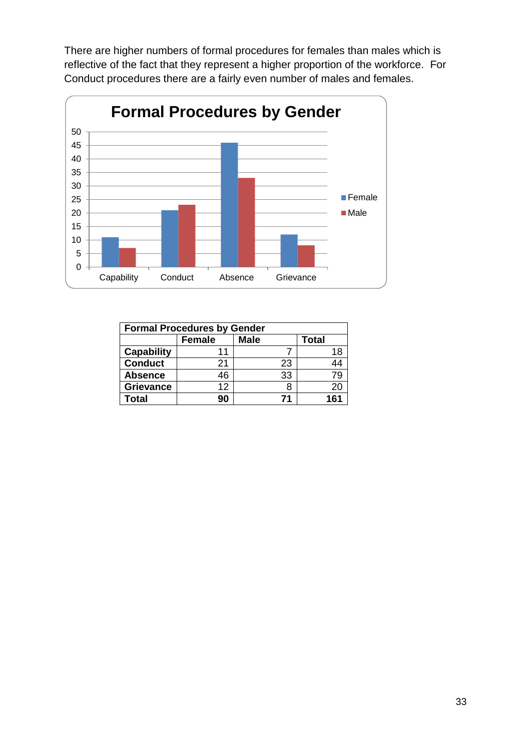There are higher numbers of formal procedures for females than males which is reflective of the fact that they represent a higher proportion of the workforce. For Conduct procedures there are a fairly even number of males and females.

**Formal Procedures by Gender**

| Formal Procedures by Gender | | | |
|---|---|---|---|
| | **Female** | **Male** | **Total** |
| **Capability** | 11 | 7 | 18 |
| **Conduct** | 21 | 23 | 44 |
| **Absence** | 46 | 33 | 79 |
| **Grievance** | 12 | 8 | 20 |
| **Total** | **90** | **71** | **161** |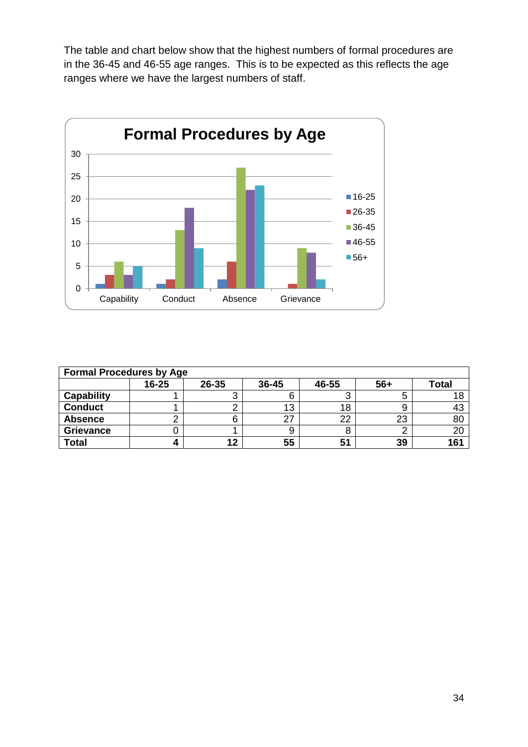The table and chart below show that the highest numbers of formal procedures are in the 36-45 and 46-55 age ranges.  This is to be expected as this reflects the age ranges where we have the largest numbers of staff.

**Formal Procedures by Age**

| Formal Procedures by Age | 16-25 | 26-35 | 36-45 | 46-55 | 56+ | Total |
|---|---|---|---|---|---|---|
| **Capability** | 1 | 3 | 6 | 3 | 5 | 18 |
| **Conduct** | 1 | 2 | 13 | 18 | 9 | 43 |
| **Absence** | 2 | 6 | 27 | 22 | 23 | 80 |
| **Grievance** | 0 | 1 | 9 | 8 | 2 | 20 |
| **Total** | **4** | **12** | **55** | **51** | **39** | **161** |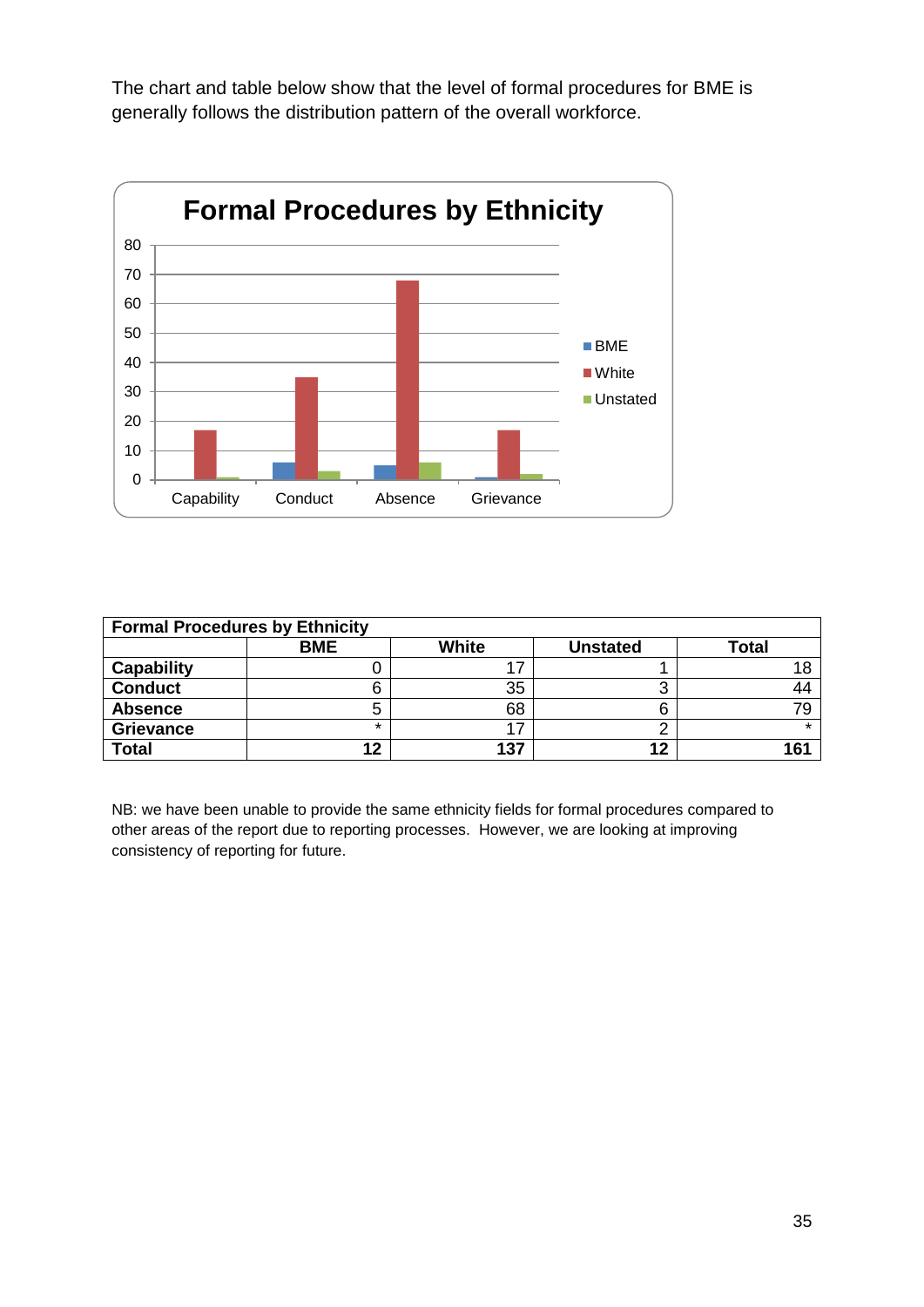The chart and table below show that the level of formal procedures for BME is generally follows the distribution pattern of the overall workforce.

| Formal Procedures by Ethnicity | | | | |
|---|---|---|---|---|
| | **BME** | **White** | **Unstated** | **Total** |
| **Capability** | 0 | 17 | 1 | 18 |
| **Conduct** | 6 | 35 | 3 | 44 |
| **Absence** | 5 | 68 | 6 | 79 |
| **Grievance** | * | 17 | 2 | * |
| **Total** | **12** | **137** | **12** | **161** |

NB: we have been unable to provide the same ethnicity fields for formal procedures compared to other areas of the report due to reporting processes. However, we are looking at improving consistency of reporting for future.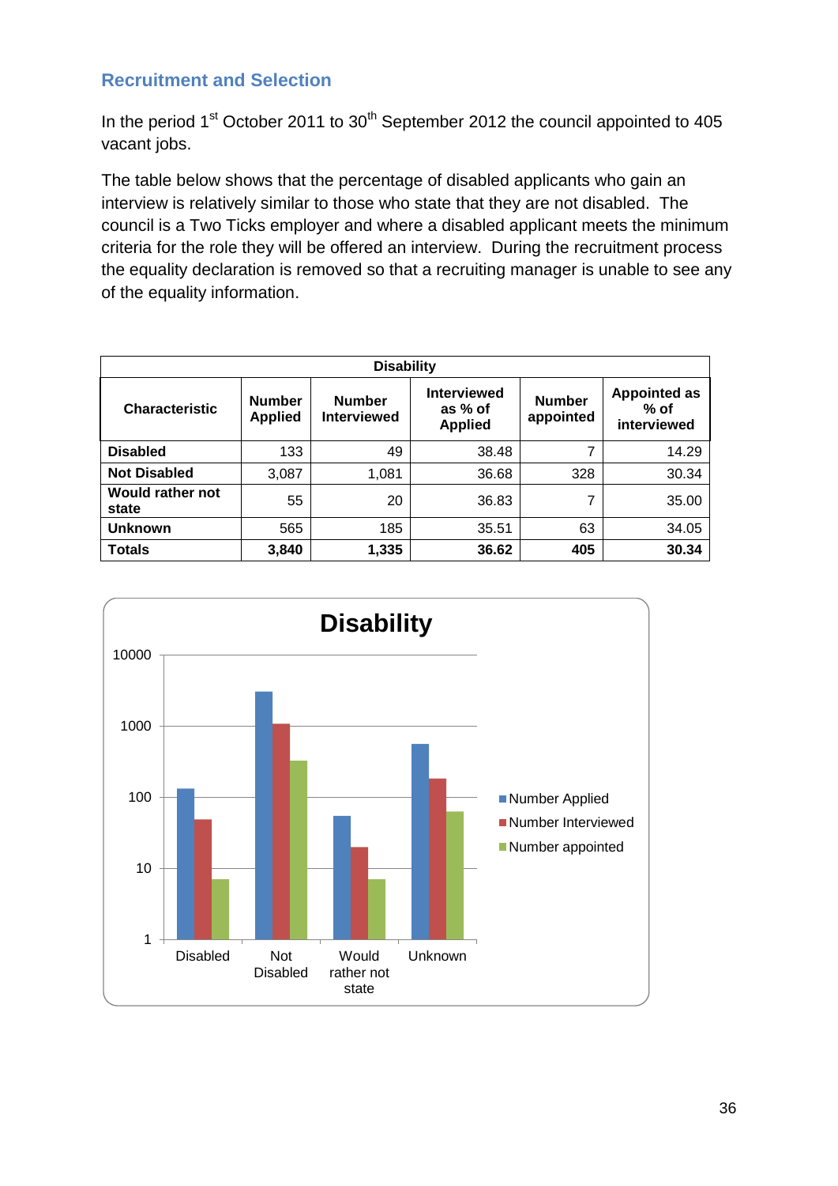## Recruitment and Selection

In the period 1st October 2011 to 30th September 2012 the council appointed to 405 vacant jobs.

The table below shows that the percentage of disabled applicants who gain an interview is relatively similar to those who state that they are not disabled. The council is a Two Ticks employer and where a disabled applicant meets the minimum criteria for the role they will be offered an interview. During the recruitment process the equality declaration is removed so that a recruiting manager is unable to see any of the equality information.

| Disability | | | | | |
|---|---|---|---|---|---|
| **Characteristic** | **Number Applied** | **Number Interviewed** | **Interviewed as % of Applied** | **Number appointed** | **Appointed as % of interviewed** |
| **Disabled** | 133 | 49 | 38.48 | 7 | 14.29 |
| **Not Disabled** | 3,087 | 1,081 | 36.68 | 328 | 30.34 |
| **Would rather not state** | 55 | 20 | 36.83 | 7 | 35.00 |
| **Unknown** | 565 | 185 | 35.51 | 63 | 34.05 |
| **Totals** | **3,840** | **1,335** | **36.62** | **405** | **30.34** |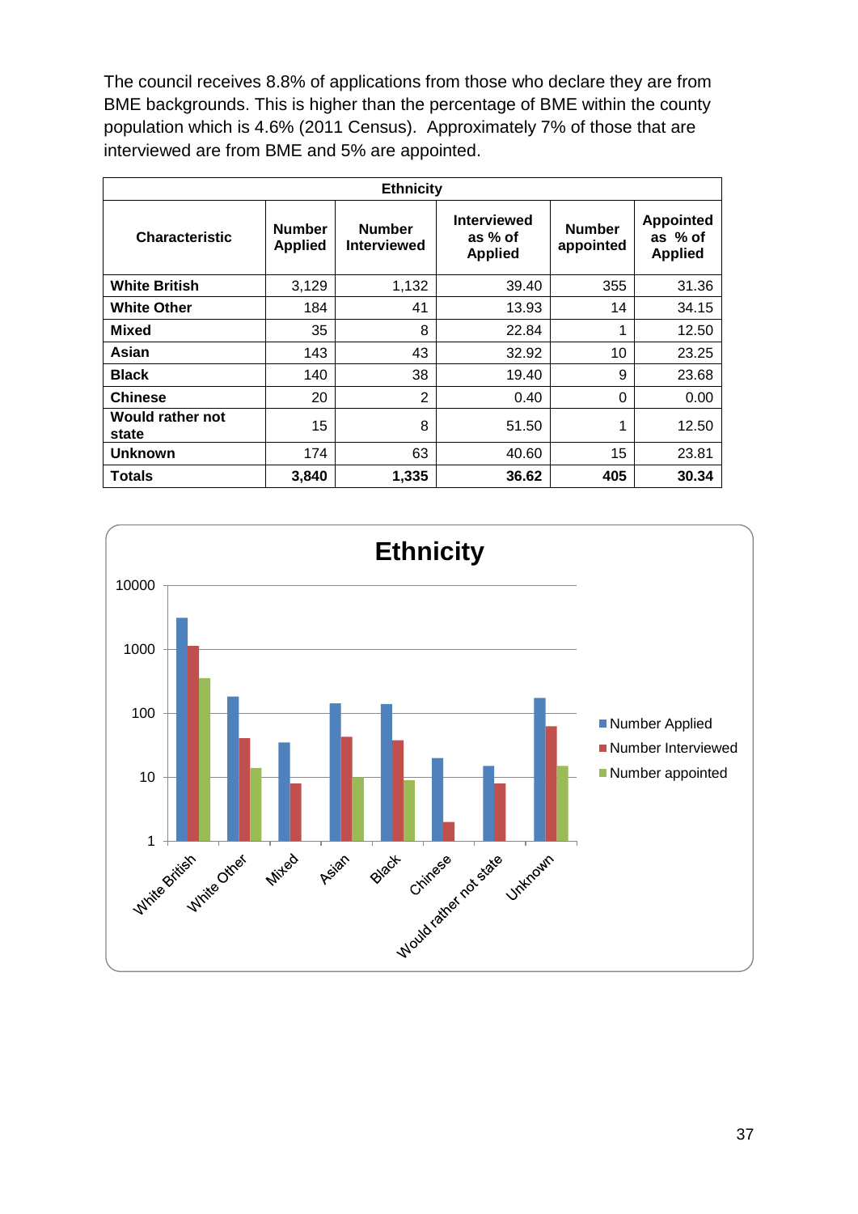The council receives 8.8% of applications from those who declare they are from BME backgrounds. This is higher than the percentage of BME within the county population which is 4.6% (2011 Census). Approximately 7% of those that are interviewed are from BME and 5% are appointed.

| Ethnicity | | | | | |
|---|---|---|---|---|---|
| **Characteristic** | **Number Applied** | **Number Interviewed** | **Interviewed as % of Applied** | **Number appointed** | **Appointed as % of Applied** |
| **White British** | 3,129 | 1,132 | 39.40 | 355 | 31.36 |
| **White Other** | 184 | 41 | 13.93 | 14 | 34.15 |
| **Mixed** | 35 | 8 | 22.84 | 1 | 12.50 |
| **Asian** | 143 | 43 | 32.92 | 10 | 23.25 |
| **Black** | 140 | 38 | 19.40 | 9 | 23.68 |
| **Chinese** | 20 | 2 | 0.40 | 0 | 0.00 |
| **Would rather not state** | 15 | 8 | 51.50 | 1 | 12.50 |
| **Unknown** | 174 | 63 | 40.60 | 15 | 23.81 |
| **Totals** | **3,840** | **1,335** | **36.62** | **405** | **30.34** |

**Ethnicity**

| Characteristic | Number Applied | Number Interviewed | Number appointed |
|---|---|---|---|
| White British | 3129 | 1132 | 355 |
| White Other | 184 | 41 | 14 |
| Mixed | 35 | 8 | 1 |
| Asian | 143 | 43 | 10 |
| Black | 140 | 38 | 9 |
| Chinese | 20 | 2 | 0 |
| Would rather not state | 15 | 8 | 1 |
| Unknown | 174 | 63 | 15 |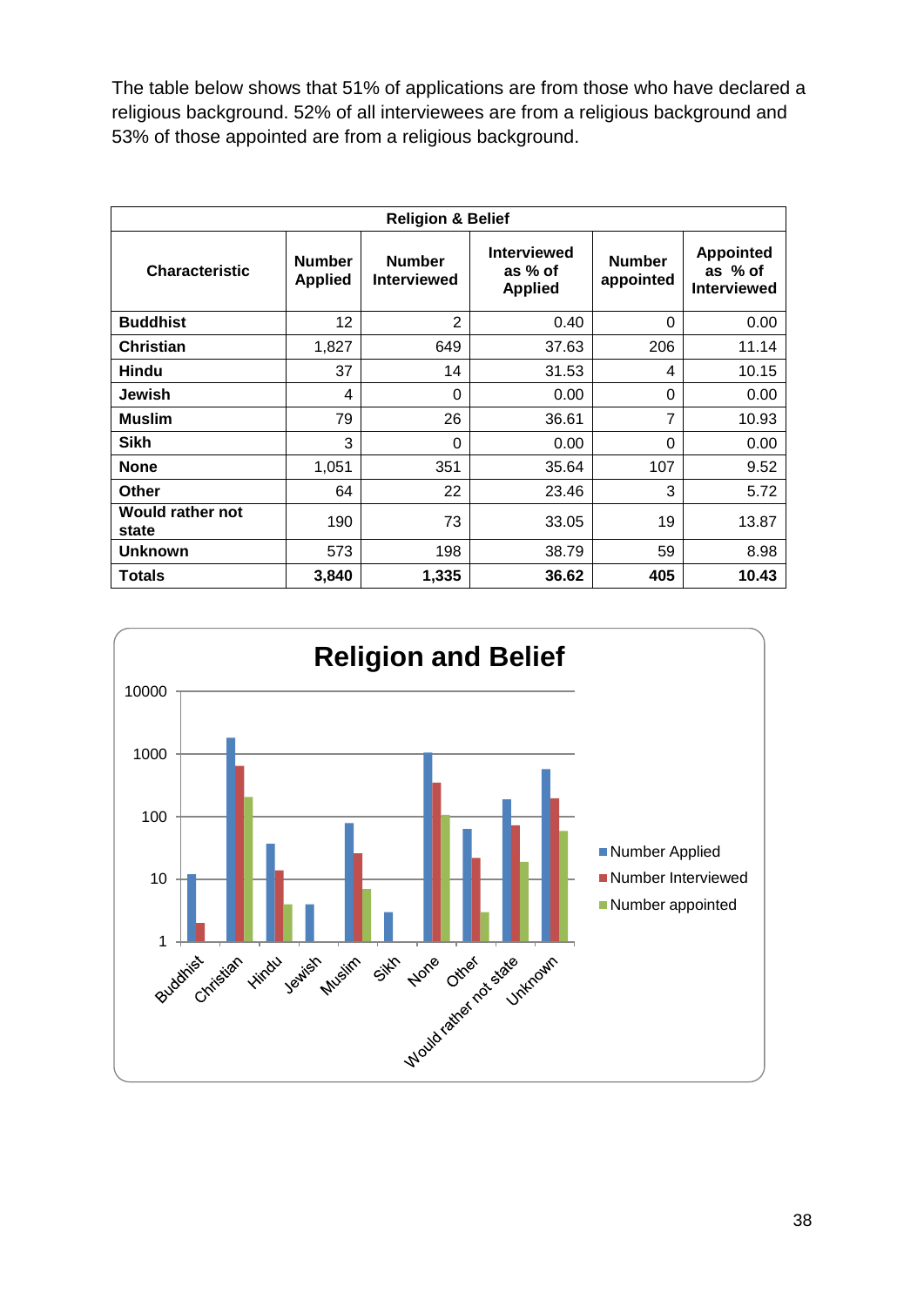The table below shows that 51% of applications are from those who have declared a religious background. 52% of all interviewees are from a religious background and 53% of those appointed are from a religious background.

| Religion & Belief | | | | | |
|---|---|---|---|---|---|
| **Characteristic** | **Number Applied** | **Number Interviewed** | **Interviewed as % of Applied** | **Number appointed** | **Appointed as % of Interviewed** |
| **Buddhist** | 12 | 2 | 0.40 | 0 | 0.00 |
| **Christian** | 1,827 | 649 | 37.63 | 206 | 11.14 |
| **Hindu** | 37 | 14 | 31.53 | 4 | 10.15 |
| **Jewish** | 4 | 0 | 0.00 | 0 | 0.00 |
| **Muslim** | 79 | 26 | 36.61 | 7 | 10.93 |
| **Sikh** | 3 | 0 | 0.00 | 0 | 0.00 |
| **None** | 1,051 | 351 | 35.64 | 107 | 9.52 |
| **Other** | 64 | 22 | 23.46 | 3 | 5.72 |
| **Would rather not state** | 190 | 73 | 33.05 | 19 | 13.87 |
| **Unknown** | 573 | 198 | 38.79 | 59 | 8.98 |
| **Totals** | **3,840** | **1,335** | **36.62** | **405** | **10.43** |

**Religion and Belief**

| Characteristic | Number Applied | Number Interviewed | Number appointed |
|---|---|---|---|
| Buddhist | 12 | 2 | 0 |
| Christian | 1,827 | 649 | 206 |
| Hindu | 37 | 14 | 4 |
| Jewish | 4 | 0 | 0 |
| Muslim | 79 | 26 | 7 |
| Sikh | 3 | 0 | 0 |
| None | 1,051 | 351 | 107 |
| Other | 64 | 22 | 3 |
| Would rather not state | 190 | 73 | 19 |
| Unknown | 573 | 198 | 59 |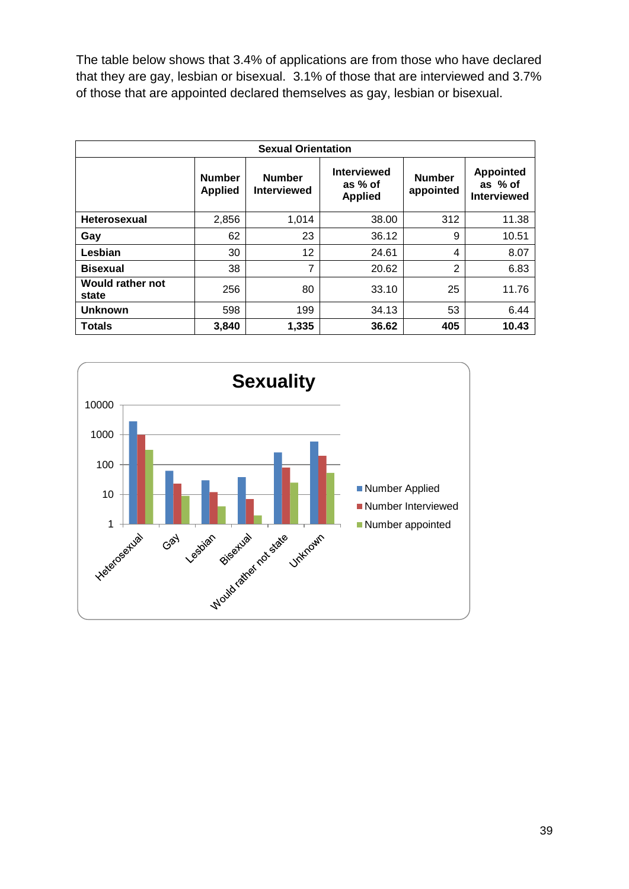The table below shows that 3.4% of applications are from those who have declared that they are gay, lesbian or bisexual. 3.1% of those that are interviewed and 3.7% of those that are appointed declared themselves as gay, lesbian or bisexual.

| Sexual Orientation | | | | | |
|---|---|---|---|---|---|
| | Number Applied | Number Interviewed | Interviewed as % of Applied | Number appointed | Appointed as % of Interviewed |
| **Heterosexual** | 2,856 | 1,014 | 38.00 | 312 | 11.38 |
| **Gay** | 62 | 23 | 36.12 | 9 | 10.51 |
| **Lesbian** | 30 | 12 | 24.61 | 4 | 8.07 |
| **Bisexual** | 38 | 7 | 20.62 | 2 | 6.83 |
| **Would rather not state** | 256 | 80 | 33.10 | 25 | 11.76 |
| **Unknown** | 598 | 199 | 34.13 | 53 | 6.44 |
| **Totals** | **3,840** | **1,335** | **36.62** | **405** | **10.43** |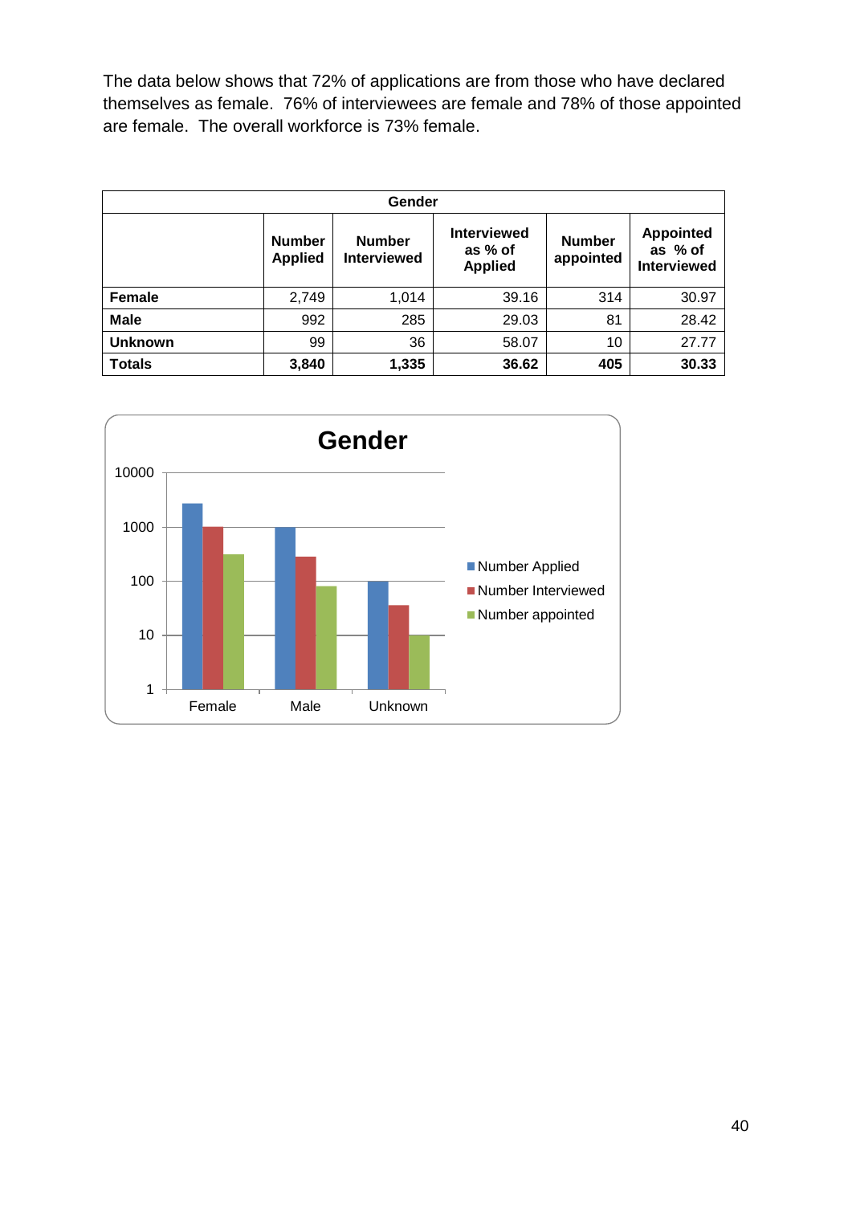The data below shows that 72% of applications are from those who have declared themselves as female. 76% of interviewees are female and 78% of those appointed are female. The overall workforce is 73% female.

| Gender | | | | | |
|---|---|---|---|---|---|
| | **Number Applied** | **Number Interviewed** | **Interviewed as % of Applied** | **Number appointed** | **Appointed as % of Interviewed** |
| **Female** | 2,749 | 1,014 | 39.16 | 314 | 30.97 |
| **Male** | 992 | 285 | 29.03 | 81 | 28.42 |
| **Unknown** | 99 | 36 | 58.07 | 10 | 27.77 |
| **Totals** | **3,840** | **1,335** | **36.62** | **405** | **30.33** |

**Gender**

| | Number Applied | Number Interviewed | Number appointed |
|---|---|---|---|
| Female | 2,749 | 1,014 | 314 |
| Male | 992 | 285 | 81 |
| Unknown | 99 | 36 | 10 |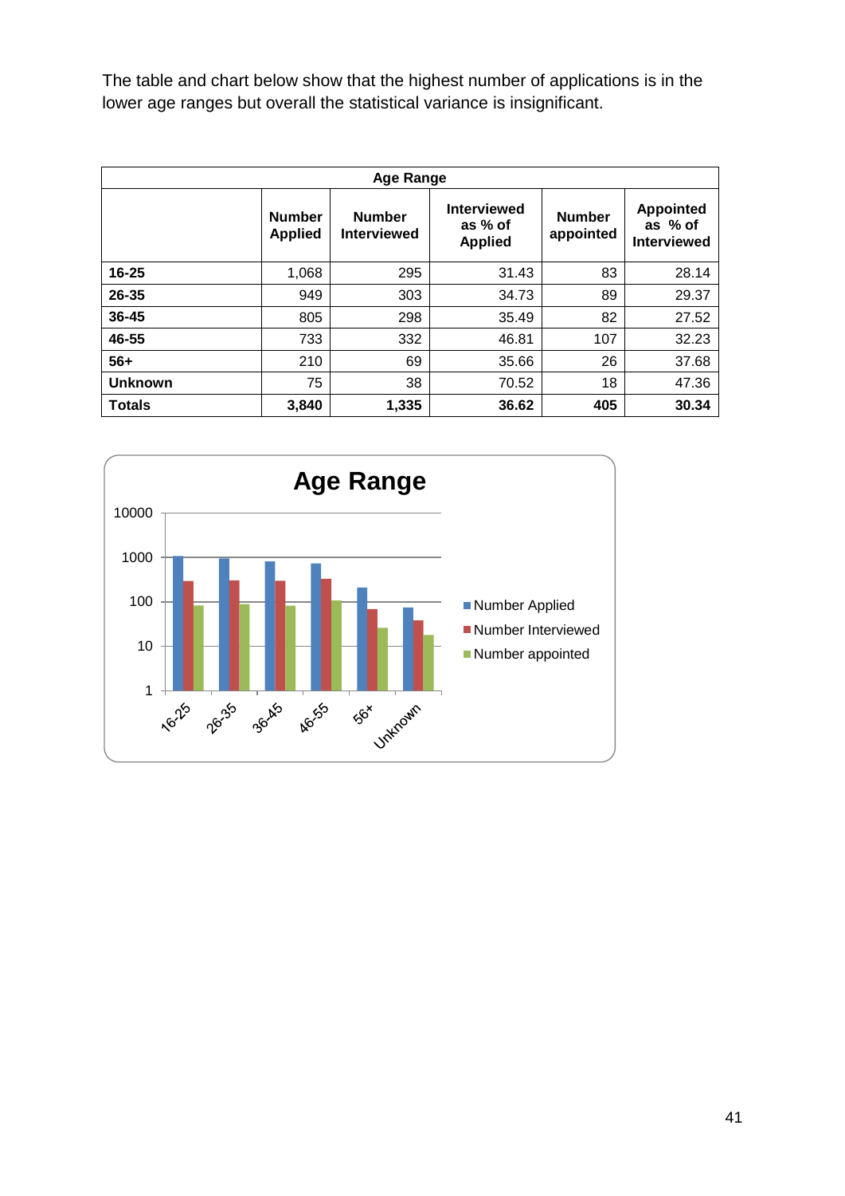The table and chart below show that the highest number of applications is in the lower age ranges but overall the statistical variance is insignificant.

| Age Range | | | | | |
|---|---|---|---|---|---|
| | **Number Applied** | **Number Interviewed** | **Interviewed as % of Applied** | **Number appointed** | **Appointed as % of Interviewed** |
| **16-25** | 1,068 | 295 | 31.43 | 83 | 28.14 |
| **26-35** | 949 | 303 | 34.73 | 89 | 29.37 |
| **36-45** | 805 | 298 | 35.49 | 82 | 27.52 |
| **46-55** | 733 | 332 | 46.81 | 107 | 32.23 |
| **56+** | 210 | 69 | 35.66 | 26 | 37.68 |
| **Unknown** | 75 | 38 | 70.52 | 18 | 47.36 |
| **Totals** | **3,840** | **1,335** | **36.62** | **405** | **30.34** |

**Age Range**

Number Applied, Number Interviewed, Number appointed by age range: 16-25, 26-35, 36-45, 46-55, 56+, Unknown (logarithmic scale: 1, 10, 100, 1000, 10000)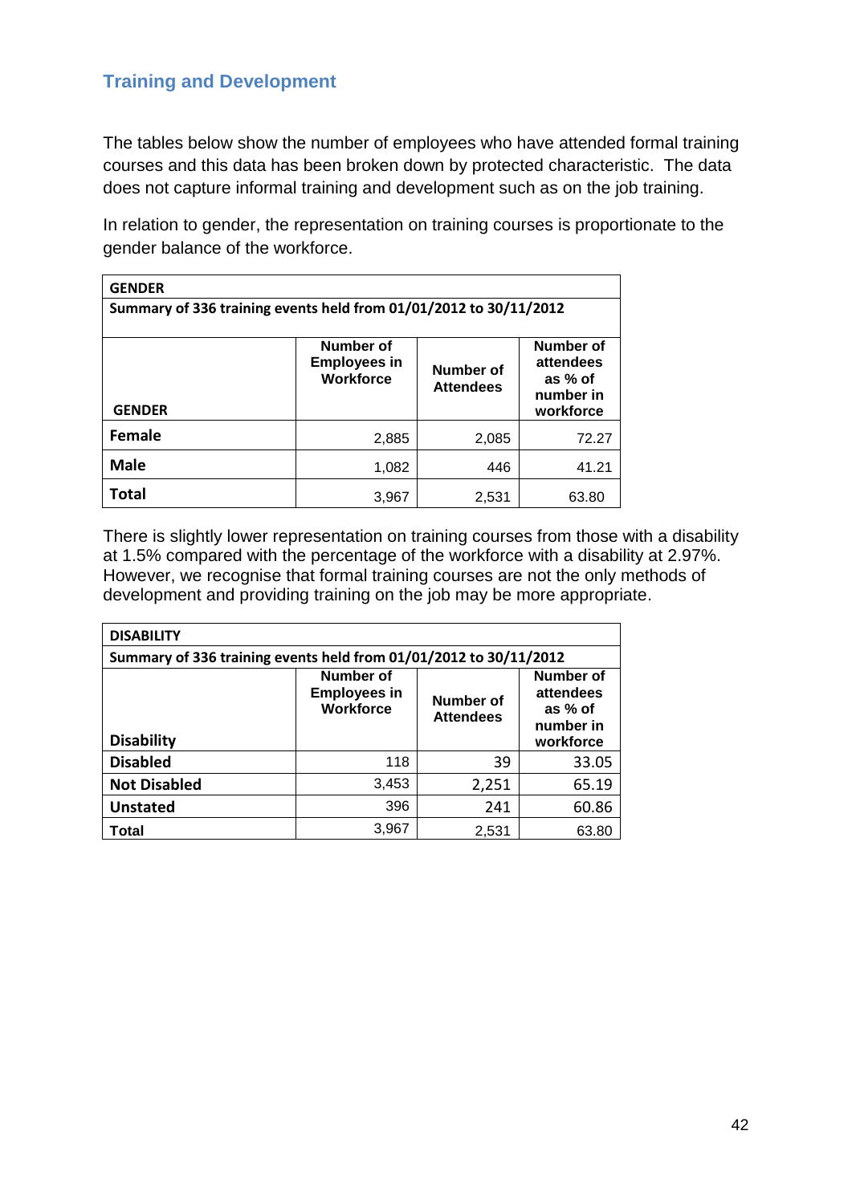## Training and Development

The tables below show the number of employees who have attended formal training courses and this data has been broken down by protected characteristic. The data does not capture informal training and development such as on the job training.

In relation to gender, the representation on training courses is proportionate to the gender balance of the workforce.

| GENDER | | | |
|---|---|---|---|
| **Summary of 336 training events held from 01/01/2012 to 30/11/2012** | | | |
| **GENDER** | **Number of Employees in Workforce** | **Number of Attendees** | **Number of attendees as % of number in workforce** |
| **Female** | 2,885 | 2,085 | 72.27 |
| **Male** | 1,082 | 446 | 41.21 |
| **Total** | 3,967 | 2,531 | 63.80 |

There is slightly lower representation on training courses from those with a disability at 1.5% compared with the percentage of the workforce with a disability at 2.97%. However, we recognise that formal training courses are not the only methods of development and providing training on the job may be more appropriate.

| DISABILITY | | | |
|---|---|---|---|
| **Summary of 336 training events held from 01/01/2012 to 30/11/2012** | | | |
| **Disability** | **Number of Employees in Workforce** | **Number of Attendees** | **Number of attendees as % of number in workforce** |
| **Disabled** | 118 | 39 | 33.05 |
| **Not Disabled** | 3,453 | 2,251 | 65.19 |
| **Unstated** | 396 | 241 | 60.86 |
| **Total** | 3,967 | 2,531 | 63.80 |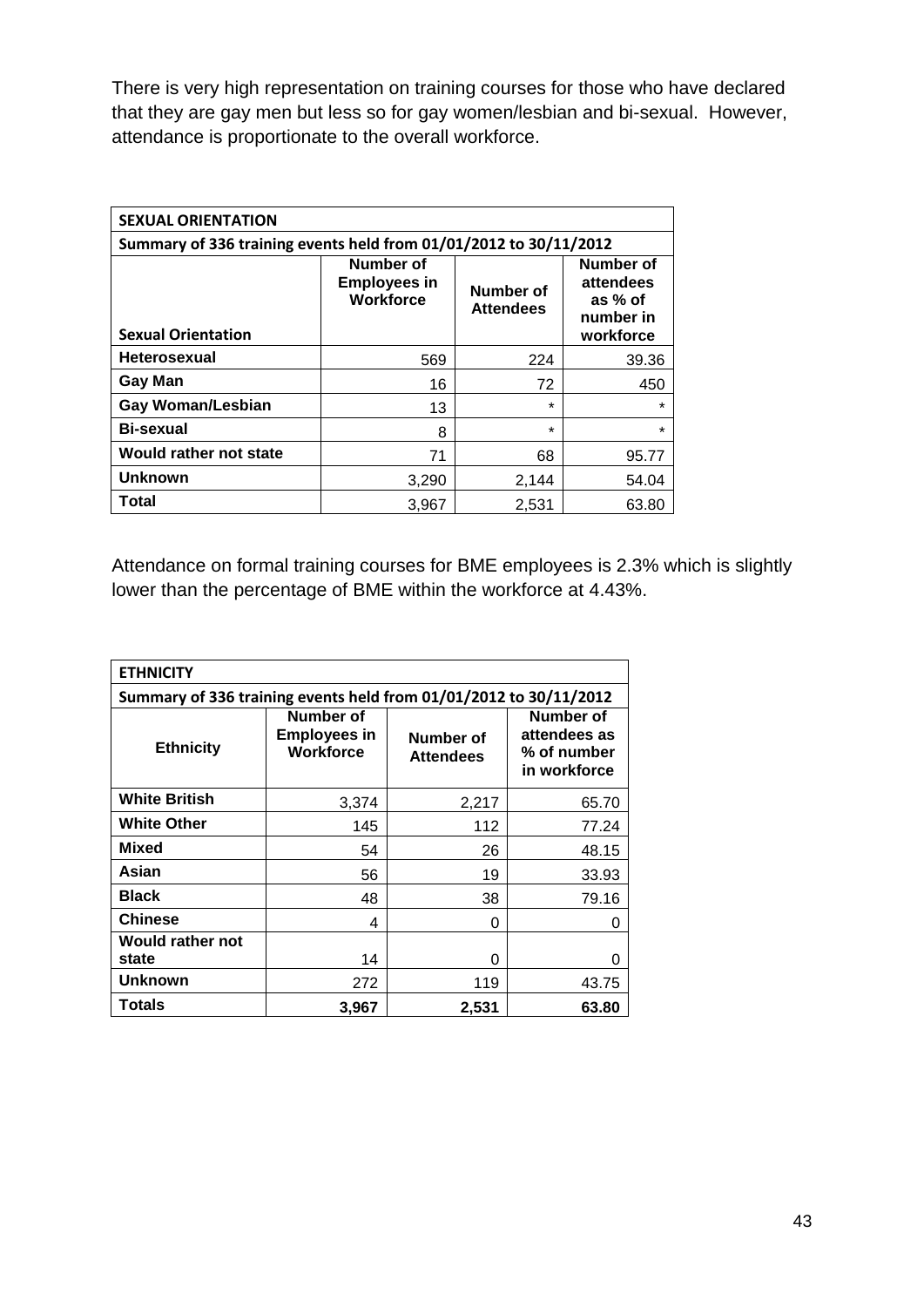There is very high representation on training courses for those who have declared that they are gay men but less so for gay women/lesbian and bi-sexual. However, attendance is proportionate to the overall workforce.

| SEXUAL ORIENTATION | | | |
|---|---|---|---|
| Summary of 336 training events held from 01/01/2012 to 30/11/2012 | | | |
| **Sexual Orientation** | **Number of Employees in Workforce** | **Number of Attendees** | **Number of attendees as % of number in workforce** |
| **Heterosexual** | 569 | 224 | 39.36 |
| **Gay Man** | 16 | 72 | 450 |
| **Gay Woman/Lesbian** | 13 | * | * |
| **Bi-sexual** | 8 | * | * |
| **Would rather not state** | 71 | 68 | 95.77 |
| **Unknown** | 3,290 | 2,144 | 54.04 |
| **Total** | 3,967 | 2,531 | 63.80 |

Attendance on formal training courses for BME employees is 2.3% which is slightly lower than the percentage of BME within the workforce at 4.43%.

| ETHNICITY | | | |
|---|---|---|---|
| Summary of 336 training events held from 01/01/2012 to 30/11/2012 | | | |
| **Ethnicity** | **Number of Employees in Workforce** | **Number of Attendees** | **Number of attendees as % of number in workforce** |
| **White British** | 3,374 | 2,217 | 65.70 |
| **White Other** | 145 | 112 | 77.24 |
| **Mixed** | 54 | 26 | 48.15 |
| **Asian** | 56 | 19 | 33.93 |
| **Black** | 48 | 38 | 79.16 |
| **Chinese** | 4 | 0 | 0 |
| **Would rather not state** | 14 | 0 | 0 |
| **Unknown** | 272 | 119 | 43.75 |
| **Totals** | **3,967** | **2,531** | **63.80** |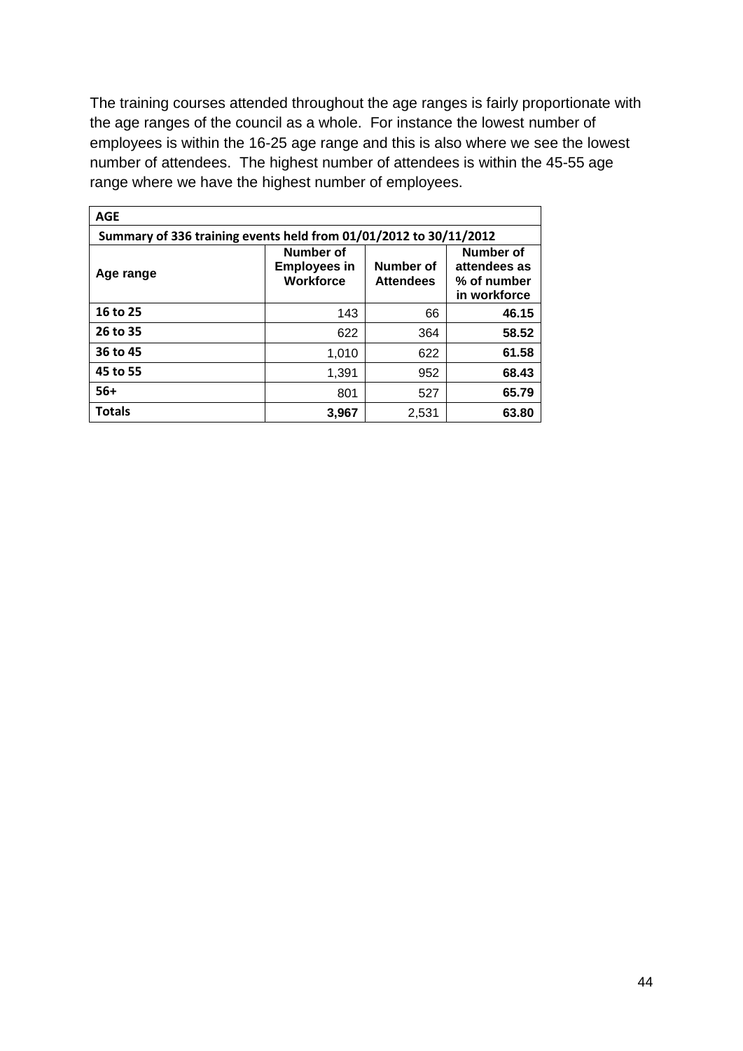The training courses attended throughout the age ranges is fairly proportionate with the age ranges of the council as a whole. For instance the lowest number of employees is within the 16-25 age range and this is also where we see the lowest number of attendees. The highest number of attendees is within the 45-55 age range where we have the highest number of employees.

| **AGE** | | | |
|---|---|---|---|
| **Summary of 336 training events held from 01/01/2012 to 30/11/2012** | | | |
| **Age range** | **Number of Employees in Workforce** | **Number of Attendees** | **Number of attendees as % of number in workforce** |
| **16 to 25** | 143 | 66 | **46.15** |
| **26 to 35** | 622 | 364 | **58.52** |
| **36 to 45** | 1,010 | 622 | **61.58** |
| **45 to 55** | 1,391 | 952 | **68.43** |
| **56+** | 801 | 527 | **65.79** |
| **Totals** | **3,967** | 2,531 | **63.80** |